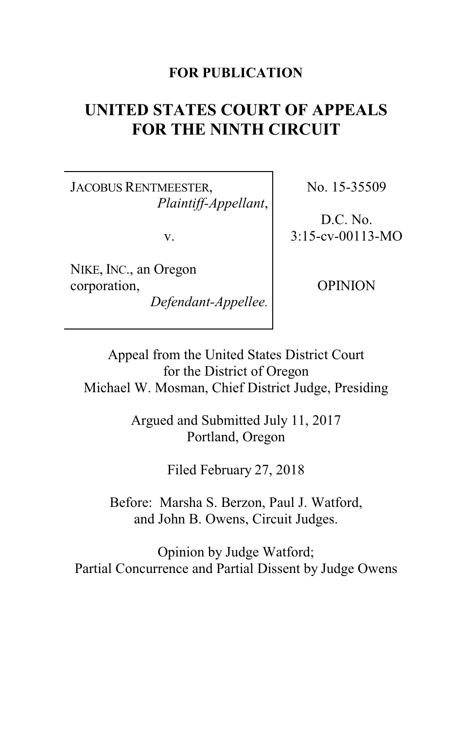**FOR PUBLICATION**

# UNITED STATES COURT OF APPEALS FOR THE NINTH CIRCUIT

| | |
|---|---|
| JACOBUS RENTMEESTER, *Plaintiff-Appellant*, v. NIKE, INC., an Oregon corporation, *Defendant-Appellee.* | No. 15-35509 D.C. No. 3:15-cv-00113-MO OPINION |

Appeal from the United States District Court
for the District of Oregon
Michael W. Mosman, Chief District Judge, Presiding

Argued and Submitted July 11, 2017
Portland, Oregon

Filed February 27, 2018

Before: Marsha S. Berzon, Paul J. Watford,
and John B. Owens, Circuit Judges.

Opinion by Judge Watford;
Partial Concurrence and Partial Dissent by Judge Owens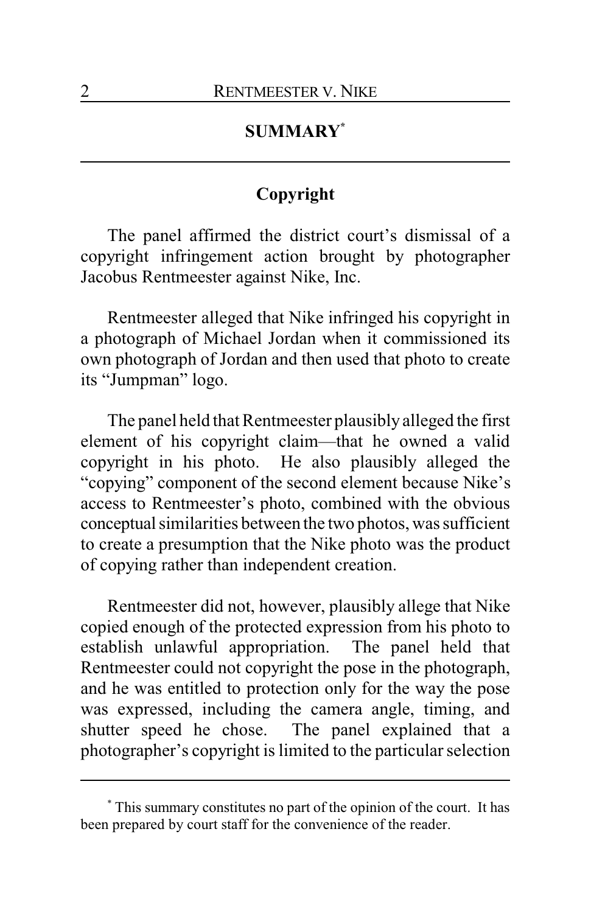## SUMMARY*

### Copyright

The panel affirmed the district court's dismissal of a copyright infringement action brought by photographer Jacobus Rentmeester against Nike, Inc.

Rentmeester alleged that Nike infringed his copyright in a photograph of Michael Jordan when it commissioned its own photograph of Jordan and then used that photo to create its "Jumpman" logo.

The panel held that Rentmeester plausibly alleged the first element of his copyright claim—that he owned a valid copyright in his photo. He also plausibly alleged the "copying" component of the second element because Nike's access to Rentmeester's photo, combined with the obvious conceptual similarities between the two photos, was sufficient to create a presumption that the Nike photo was the product of copying rather than independent creation.

Rentmeester did not, however, plausibly allege that Nike copied enough of the protected expression from his photo to establish unlawful appropriation. The panel held that Rentmeester could not copyright the pose in the photograph, and he was entitled to protection only for the way the pose was expressed, including the camera angle, timing, and shutter speed he chose. The panel explained that a photographer's copyright is limited to the particular selection

* This summary constitutes no part of the opinion of the court. It has been prepared by court staff for the convenience of the reader.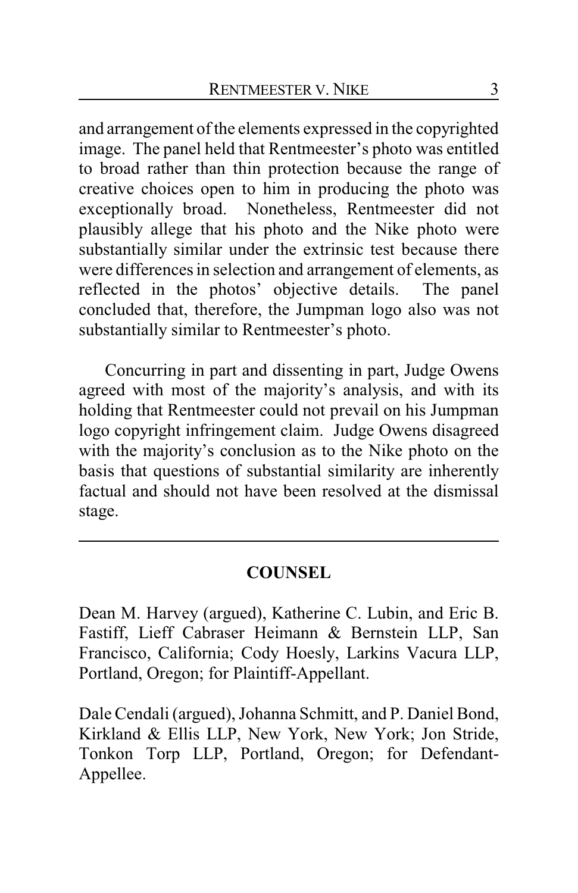and arrangement of the elements expressed in the copyrighted image. The panel held that Rentmeester's photo was entitled to broad rather than thin protection because the range of creative choices open to him in producing the photo was exceptionally broad. Nonetheless, Rentmeester did not plausibly allege that his photo and the Nike photo were substantially similar under the extrinsic test because there were differences in selection and arrangement of elements, as reflected in the photos' objective details. The panel concluded that, therefore, the Jumpman logo also was not substantially similar to Rentmeester's photo.

Concurring in part and dissenting in part, Judge Owens agreed with most of the majority's analysis, and with its holding that Rentmeester could not prevail on his Jumpman logo copyright infringement claim. Judge Owens disagreed with the majority's conclusion as to the Nike photo on the basis that questions of substantial similarity are inherently factual and should not have been resolved at the dismissal stage.

---

## COUNSEL

Dean M. Harvey (argued), Katherine C. Lubin, and Eric B. Fastiff, Lieff Cabraser Heimann & Bernstein LLP, San Francisco, California; Cody Hoesly, Larkins Vacura LLP, Portland, Oregon; for Plaintiff-Appellant.

Dale Cendali (argued), Johanna Schmitt, and P. Daniel Bond, Kirkland & Ellis LLP, New York, New York; Jon Stride, Tonkon Torp LLP, Portland, Oregon; for Defendant-Appellee.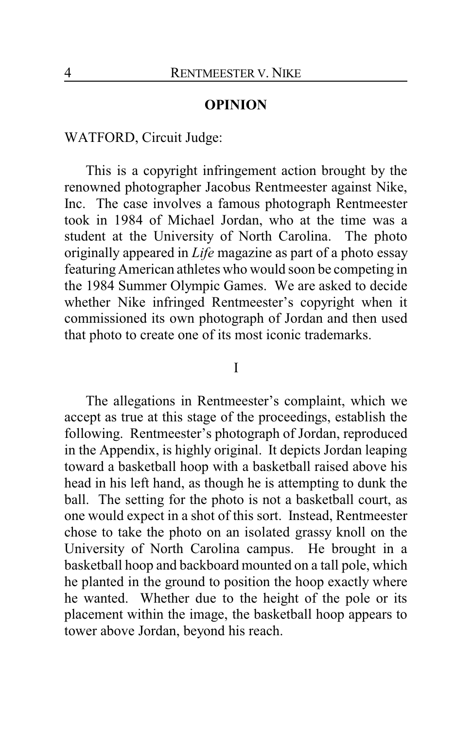## OPINION

WATFORD, Circuit Judge:

This is a copyright infringement action brought by the renowned photographer Jacobus Rentmeester against Nike, Inc. The case involves a famous photograph Rentmeester took in 1984 of Michael Jordan, who at the time was a student at the University of North Carolina. The photo originally appeared in *Life* magazine as part of a photo essay featuring American athletes who would soon be competing in the 1984 Summer Olympic Games. We are asked to decide whether Nike infringed Rentmeester's copyright when it commissioned its own photograph of Jordan and then used that photo to create one of its most iconic trademarks.

## I

The allegations in Rentmeester's complaint, which we accept as true at this stage of the proceedings, establish the following. Rentmeester's photograph of Jordan, reproduced in the Appendix, is highly original. It depicts Jordan leaping toward a basketball hoop with a basketball raised above his head in his left hand, as though he is attempting to dunk the ball. The setting for the photo is not a basketball court, as one would expect in a shot of this sort. Instead, Rentmeester chose to take the photo on an isolated grassy knoll on the University of North Carolina campus. He brought in a basketball hoop and backboard mounted on a tall pole, which he planted in the ground to position the hoop exactly where he wanted. Whether due to the height of the pole or its placement within the image, the basketball hoop appears to tower above Jordan, beyond his reach.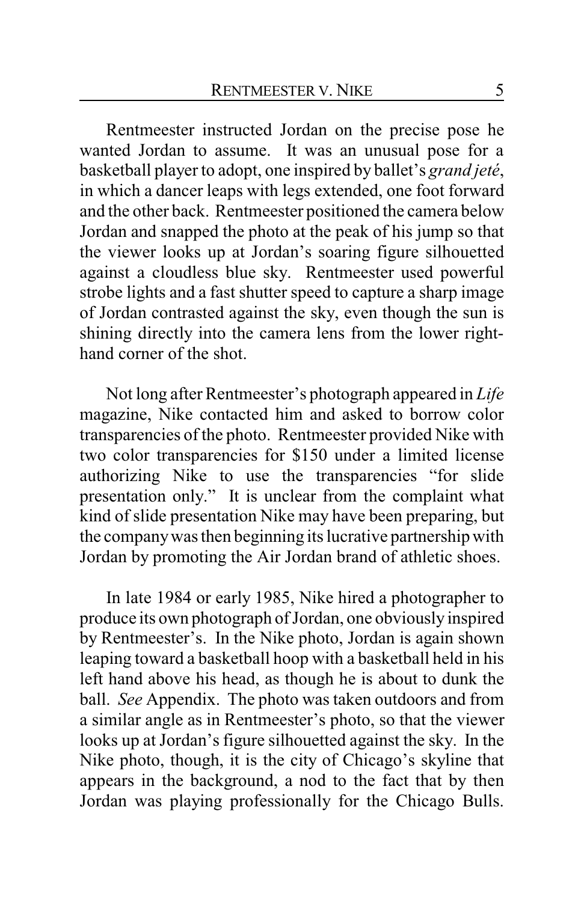Rentmeester instructed Jordan on the precise pose he wanted Jordan to assume. It was an unusual pose for a basketball player to adopt, one inspired by ballet's *grand jeté*, in which a dancer leaps with legs extended, one foot forward and the other back. Rentmeester positioned the camera below Jordan and snapped the photo at the peak of his jump so that the viewer looks up at Jordan's soaring figure silhouetted against a cloudless blue sky. Rentmeester used powerful strobe lights and a fast shutter speed to capture a sharp image of Jordan contrasted against the sky, even though the sun is shining directly into the camera lens from the lower right-hand corner of the shot.

Not long after Rentmeester's photograph appeared in *Life* magazine, Nike contacted him and asked to borrow color transparencies of the photo. Rentmeester provided Nike with two color transparencies for $150 under a limited license authorizing Nike to use the transparencies "for slide presentation only." It is unclear from the complaint what kind of slide presentation Nike may have been preparing, but the company was then beginning its lucrative partnership with Jordan by promoting the Air Jordan brand of athletic shoes.

In late 1984 or early 1985, Nike hired a photographer to produce its own photograph of Jordan, one obviously inspired by Rentmeester's. In the Nike photo, Jordan is again shown leaping toward a basketball hoop with a basketball held in his left hand above his head, as though he is about to dunk the ball. *See* Appendix. The photo was taken outdoors and from a similar angle as in Rentmeester's photo, so that the viewer looks up at Jordan's figure silhouetted against the sky. In the Nike photo, though, it is the city of Chicago's skyline that appears in the background, a nod to the fact that by then Jordan was playing professionally for the Chicago Bulls.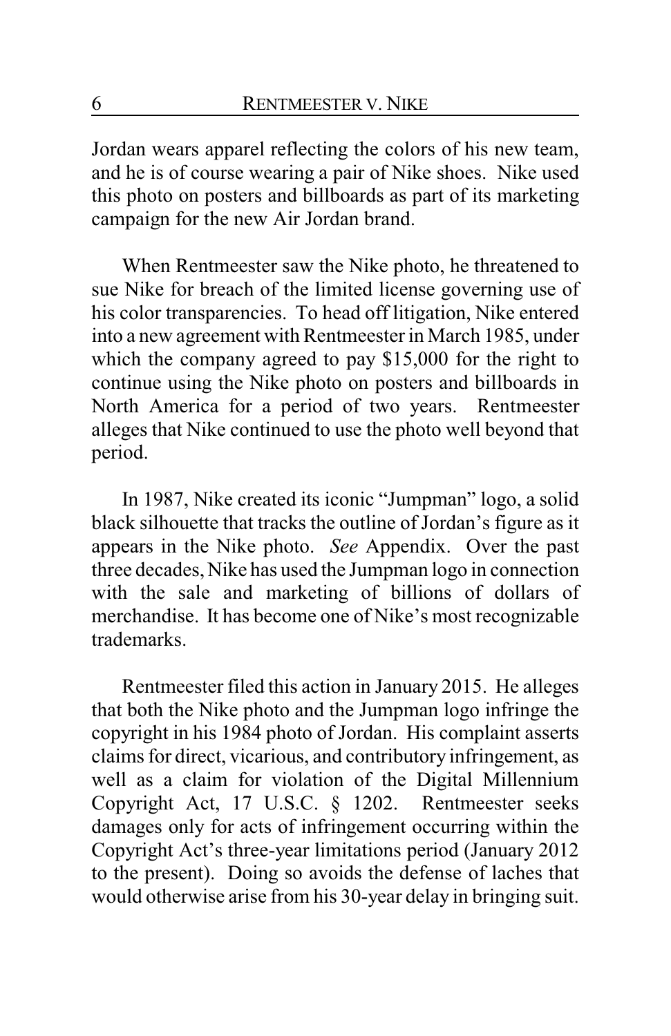Jordan wears apparel reflecting the colors of his new team, and he is of course wearing a pair of Nike shoes. Nike used this photo on posters and billboards as part of its marketing campaign for the new Air Jordan brand.

When Rentmeester saw the Nike photo, he threatened to sue Nike for breach of the limited license governing use of his color transparencies. To head off litigation, Nike entered into a new agreement with Rentmeester in March 1985, under which the company agreed to pay $15,000 for the right to continue using the Nike photo on posters and billboards in North America for a period of two years. Rentmeester alleges that Nike continued to use the photo well beyond that period.

In 1987, Nike created its iconic "Jumpman" logo, a solid black silhouette that tracks the outline of Jordan's figure as it appears in the Nike photo. *See* Appendix. Over the past three decades, Nike has used the Jumpman logo in connection with the sale and marketing of billions of dollars of merchandise. It has become one of Nike's most recognizable trademarks.

Rentmeester filed this action in January 2015. He alleges that both the Nike photo and the Jumpman logo infringe the copyright in his 1984 photo of Jordan. His complaint asserts claims for direct, vicarious, and contributory infringement, as well as a claim for violation of the Digital Millennium Copyright Act, 17 U.S.C. § 1202. Rentmeester seeks damages only for acts of infringement occurring within the Copyright Act's three-year limitations period (January 2012 to the present). Doing so avoids the defense of laches that would otherwise arise from his 30-year delay in bringing suit.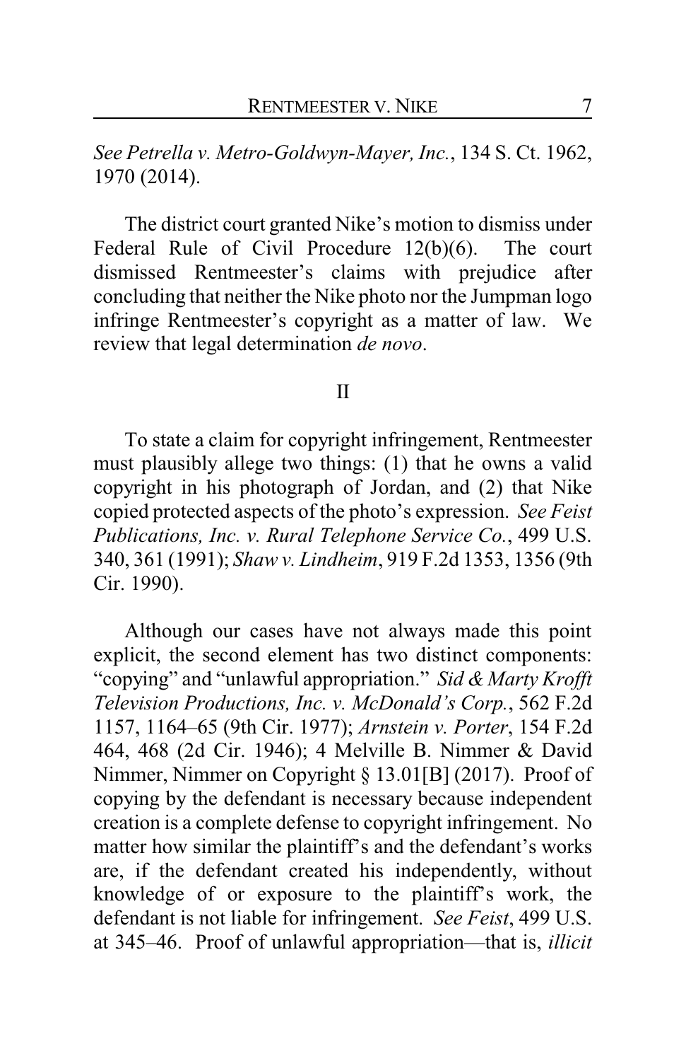*See Petrella v. Metro-Goldwyn-Mayer, Inc.*, 134 S. Ct. 1962, 1970 (2014).

The district court granted Nike's motion to dismiss under Federal Rule of Civil Procedure 12(b)(6). The court dismissed Rentmeester's claims with prejudice after concluding that neither the Nike photo nor the Jumpman logo infringe Rentmeester's copyright as a matter of law. We review that legal determination *de novo*.

## II

To state a claim for copyright infringement, Rentmeester must plausibly allege two things: (1) that he owns a valid copyright in his photograph of Jordan, and (2) that Nike copied protected aspects of the photo's expression. *See Feist Publications, Inc. v. Rural Telephone Service Co.*, 499 U.S. 340, 361 (1991); *Shaw v. Lindheim*, 919 F.2d 1353, 1356 (9th Cir. 1990).

Although our cases have not always made this point explicit, the second element has two distinct components: "copying" and "unlawful appropriation." *Sid & Marty Krofft Television Productions, Inc. v. McDonald's Corp.*, 562 F.2d 1157, 1164–65 (9th Cir. 1977); *Arnstein v. Porter*, 154 F.2d 464, 468 (2d Cir. 1946); 4 Melville B. Nimmer & David Nimmer, Nimmer on Copyright § 13.01[B] (2017). Proof of copying by the defendant is necessary because independent creation is a complete defense to copyright infringement. No matter how similar the plaintiff's and the defendant's works are, if the defendant created his independently, without knowledge of or exposure to the plaintiff's work, the defendant is not liable for infringement. *See Feist*, 499 U.S. at 345–46. Proof of unlawful appropriation—that is, *illicit*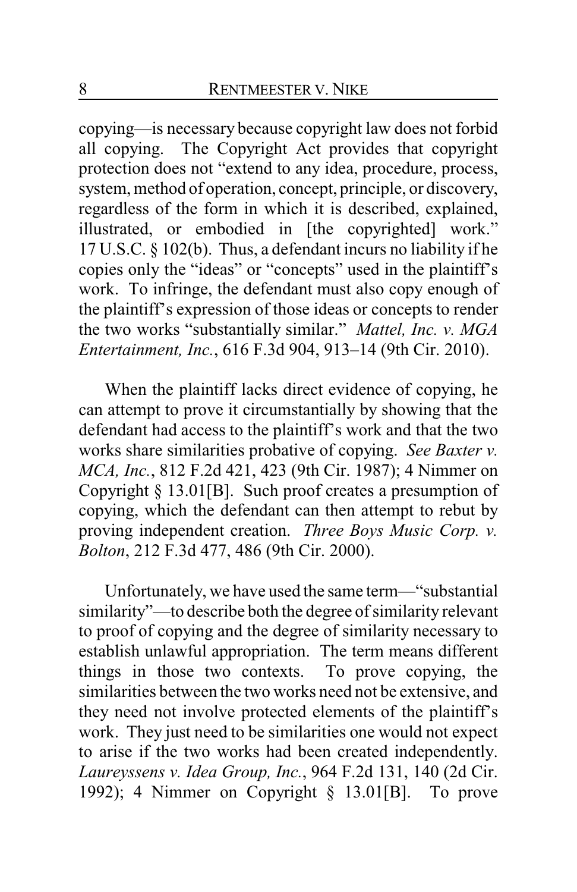copying—is necessary because copyright law does not forbid all copying. The Copyright Act provides that copyright protection does not "extend to any idea, procedure, process, system, method of operation, concept, principle, or discovery, regardless of the form in which it is described, explained, illustrated, or embodied in [the copyrighted] work." 17 U.S.C. § 102(b). Thus, a defendant incurs no liability if he copies only the "ideas" or "concepts" used in the plaintiff's work. To infringe, the defendant must also copy enough of the plaintiff's expression of those ideas or concepts to render the two works "substantially similar." *Mattel, Inc. v. MGA Entertainment, Inc.*, 616 F.3d 904, 913–14 (9th Cir. 2010).

When the plaintiff lacks direct evidence of copying, he can attempt to prove it circumstantially by showing that the defendant had access to the plaintiff's work and that the two works share similarities probative of copying. *See Baxter v. MCA, Inc.*, 812 F.2d 421, 423 (9th Cir. 1987); 4 Nimmer on Copyright § 13.01[B]. Such proof creates a presumption of copying, which the defendant can then attempt to rebut by proving independent creation. *Three Boys Music Corp. v. Bolton*, 212 F.3d 477, 486 (9th Cir. 2000).

Unfortunately, we have used the same term—"substantial similarity"—to describe both the degree of similarity relevant to proof of copying and the degree of similarity necessary to establish unlawful appropriation. The term means different things in those two contexts. To prove copying, the similarities between the two works need not be extensive, and they need not involve protected elements of the plaintiff's work. They just need to be similarities one would not expect to arise if the two works had been created independently. *Laureyssens v. Idea Group, Inc.*, 964 F.2d 131, 140 (2d Cir. 1992); 4 Nimmer on Copyright § 13.01[B]. To prove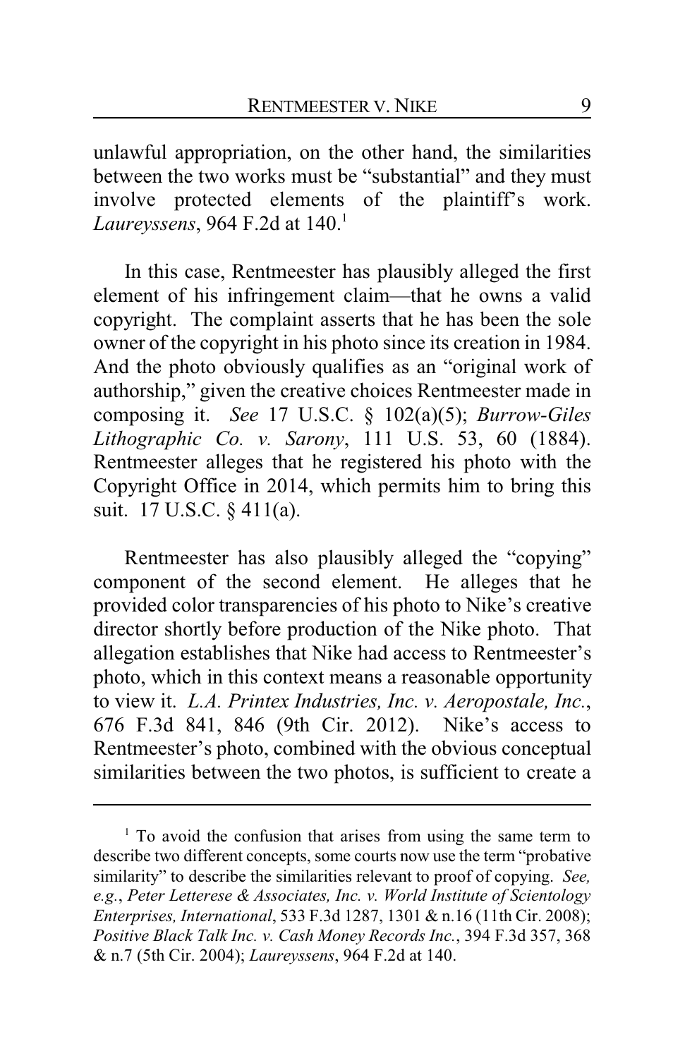unlawful appropriation, on the other hand, the similarities between the two works must be "substantial" and they must involve protected elements of the plaintiff's work. *Laureyssens*, 964 F.2d at 140.[1]

In this case, Rentmeester has plausibly alleged the first element of his infringement claim—that he owns a valid copyright. The complaint asserts that he has been the sole owner of the copyright in his photo since its creation in 1984. And the photo obviously qualifies as an "original work of authorship," given the creative choices Rentmeester made in composing it. *See* 17 U.S.C. § 102(a)(5); *Burrow-Giles Lithographic Co. v. Sarony*, 111 U.S. 53, 60 (1884). Rentmeester alleges that he registered his photo with the Copyright Office in 2014, which permits him to bring this suit. 17 U.S.C. § 411(a).

Rentmeester has also plausibly alleged the "copying" component of the second element. He alleges that he provided color transparencies of his photo to Nike's creative director shortly before production of the Nike photo. That allegation establishes that Nike had access to Rentmeester's photo, which in this context means a reasonable opportunity to view it. *L.A. Printex Industries, Inc. v. Aeropostale, Inc.*, 676 F.3d 841, 846 (9th Cir. 2012). Nike's access to Rentmeester's photo, combined with the obvious conceptual similarities between the two photos, is sufficient to create a

---

[1] To avoid the confusion that arises from using the same term to describe two different concepts, some courts now use the term "probative similarity" to describe the similarities relevant to proof of copying. *See, e.g.*, *Peter Letterese & Associates, Inc. v. World Institute of Scientology Enterprises, International*, 533 F.3d 1287, 1301 & n.16 (11th Cir. 2008); *Positive Black Talk Inc. v. Cash Money Records Inc.*, 394 F.3d 357, 368 & n.7 (5th Cir. 2004); *Laureyssens*, 964 F.2d at 140.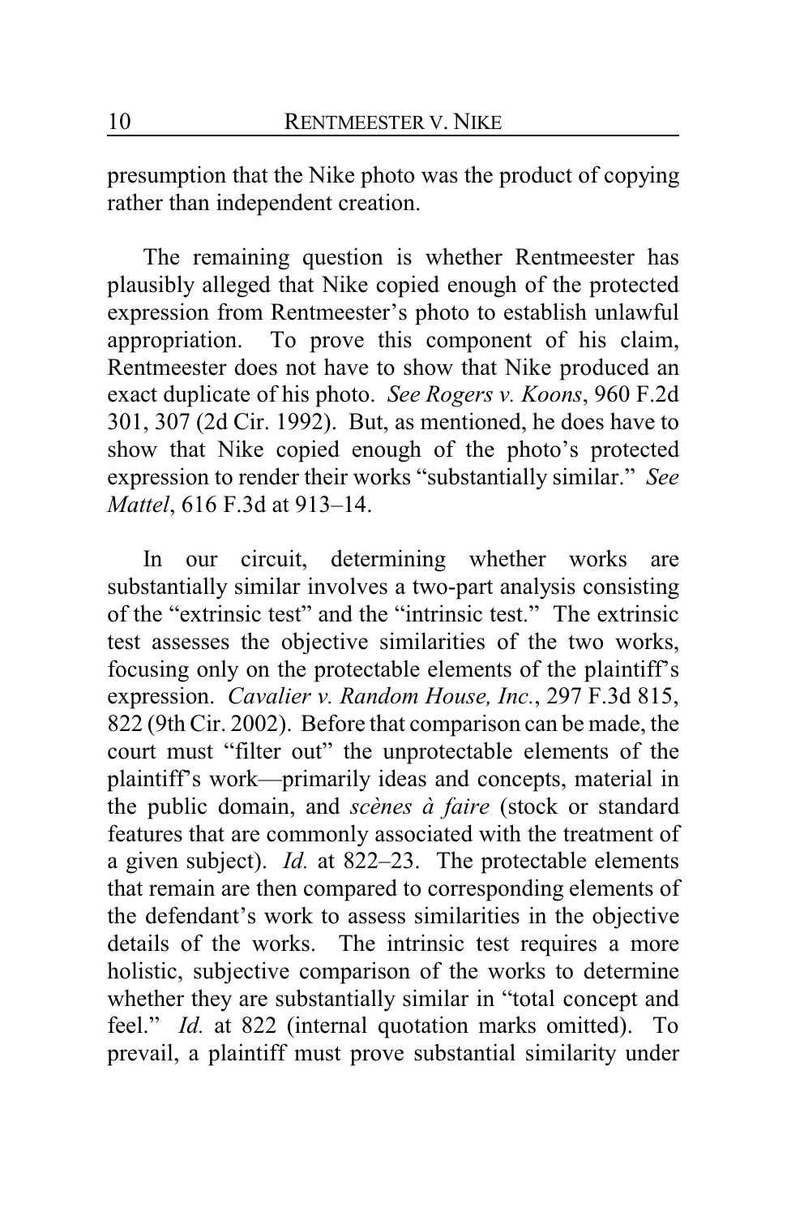presumption that the Nike photo was the product of copying rather than independent creation.

The remaining question is whether Rentmeester has plausibly alleged that Nike copied enough of the protected expression from Rentmeester's photo to establish unlawful appropriation. To prove this component of his claim, Rentmeester does not have to show that Nike produced an exact duplicate of his photo. *See Rogers v. Koons*, 960 F.2d 301, 307 (2d Cir. 1992). But, as mentioned, he does have to show that Nike copied enough of the photo's protected expression to render their works "substantially similar." *See Mattel*, 616 F.3d at 913–14.

In our circuit, determining whether works are substantially similar involves a two-part analysis consisting of the "extrinsic test" and the "intrinsic test." The extrinsic test assesses the objective similarities of the two works, focusing only on the protectable elements of the plaintiff's expression. *Cavalier v. Random House, Inc.*, 297 F.3d 815, 822 (9th Cir. 2002). Before that comparison can be made, the court must "filter out" the unprotectable elements of the plaintiff's work—primarily ideas and concepts, material in the public domain, and *scènes à faire* (stock or standard features that are commonly associated with the treatment of a given subject). *Id.* at 822–23. The protectable elements that remain are then compared to corresponding elements of the defendant's work to assess similarities in the objective details of the works. The intrinsic test requires a more holistic, subjective comparison of the works to determine whether they are substantially similar in "total concept and feel." *Id.* at 822 (internal quotation marks omitted). To prevail, a plaintiff must prove substantial similarity under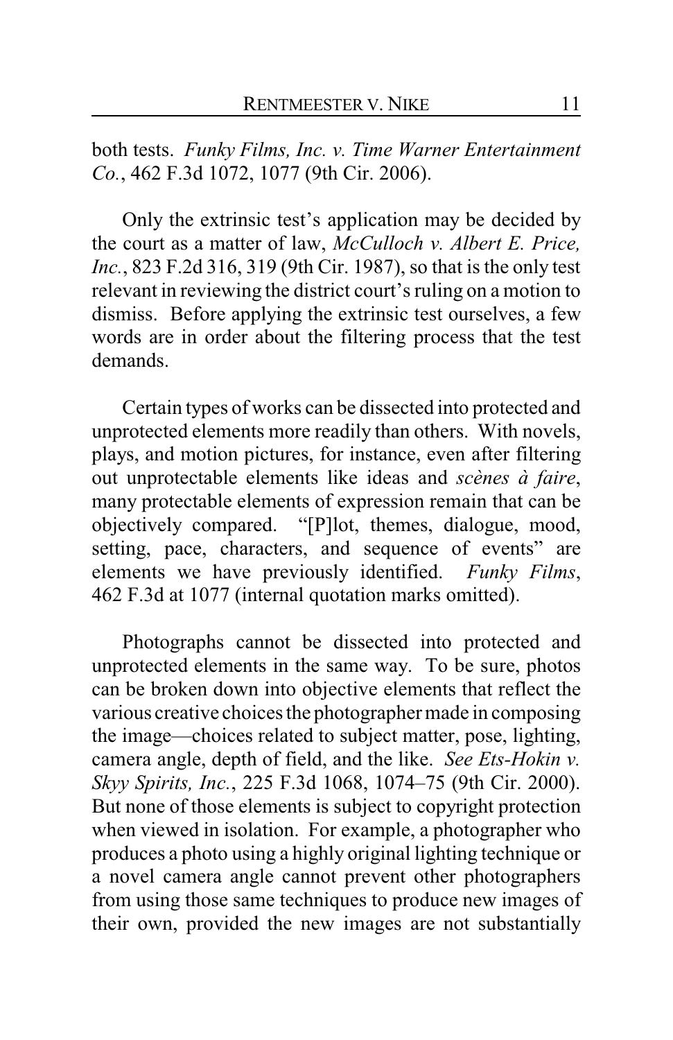both tests. *Funky Films, Inc. v. Time Warner Entertainment Co.*, 462 F.3d 1072, 1077 (9th Cir. 2006).

Only the extrinsic test's application may be decided by the court as a matter of law, *McCulloch v. Albert E. Price, Inc.*, 823 F.2d 316, 319 (9th Cir. 1987), so that is the only test relevant in reviewing the district court's ruling on a motion to dismiss. Before applying the extrinsic test ourselves, a few words are in order about the filtering process that the test demands.

Certain types of works can be dissected into protected and unprotected elements more readily than others. With novels, plays, and motion pictures, for instance, even after filtering out unprotectable elements like ideas and *scènes à faire*, many protectable elements of expression remain that can be objectively compared. "[P]lot, themes, dialogue, mood, setting, pace, characters, and sequence of events" are elements we have previously identified. *Funky Films*, 462 F.3d at 1077 (internal quotation marks omitted).

Photographs cannot be dissected into protected and unprotected elements in the same way. To be sure, photos can be broken down into objective elements that reflect the various creative choices the photographer made in composing the image—choices related to subject matter, pose, lighting, camera angle, depth of field, and the like. *See Ets-Hokin v. Skyy Spirits, Inc.*, 225 F.3d 1068, 1074–75 (9th Cir. 2000). But none of those elements is subject to copyright protection when viewed in isolation. For example, a photographer who produces a photo using a highly original lighting technique or a novel camera angle cannot prevent other photographers from using those same techniques to produce new images of their own, provided the new images are not substantially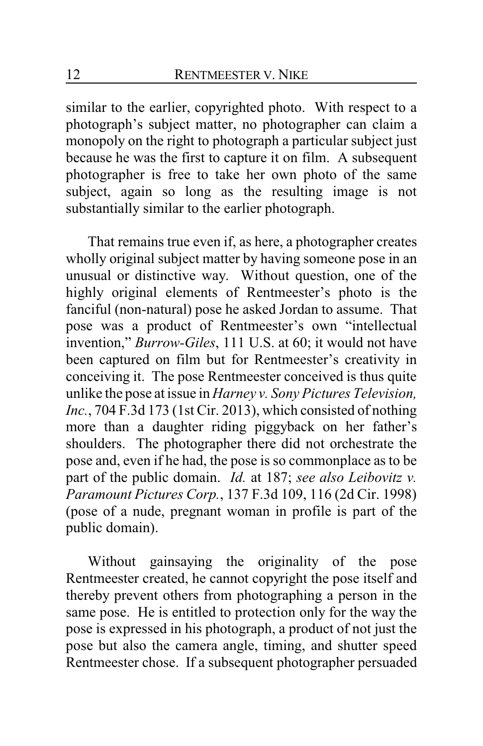similar to the earlier, copyrighted photo. With respect to a photograph's subject matter, no photographer can claim a monopoly on the right to photograph a particular subject just because he was the first to capture it on film. A subsequent photographer is free to take her own photo of the same subject, again so long as the resulting image is not substantially similar to the earlier photograph.

That remains true even if, as here, a photographer creates wholly original subject matter by having someone pose in an unusual or distinctive way. Without question, one of the highly original elements of Rentmeester's photo is the fanciful (non-natural) pose he asked Jordan to assume. That pose was a product of Rentmeester's own "intellectual invention," *Burrow-Giles*, 111 U.S. at 60; it would not have been captured on film but for Rentmeester's creativity in conceiving it. The pose Rentmeester conceived is thus quite unlike the pose at issue in *Harney v. Sony Pictures Television, Inc.*, 704 F.3d 173 (1st Cir. 2013), which consisted of nothing more than a daughter riding piggyback on her father's shoulders. The photographer there did not orchestrate the pose and, even if he had, the pose is so commonplace as to be part of the public domain. *Id.* at 187; *see also Leibovitz v. Paramount Pictures Corp.*, 137 F.3d 109, 116 (2d Cir. 1998) (pose of a nude, pregnant woman in profile is part of the public domain).

Without gainsaying the originality of the pose Rentmeester created, he cannot copyright the pose itself and thereby prevent others from photographing a person in the same pose. He is entitled to protection only for the way the pose is expressed in his photograph, a product of not just the pose but also the camera angle, timing, and shutter speed Rentmeester chose. If a subsequent photographer persuaded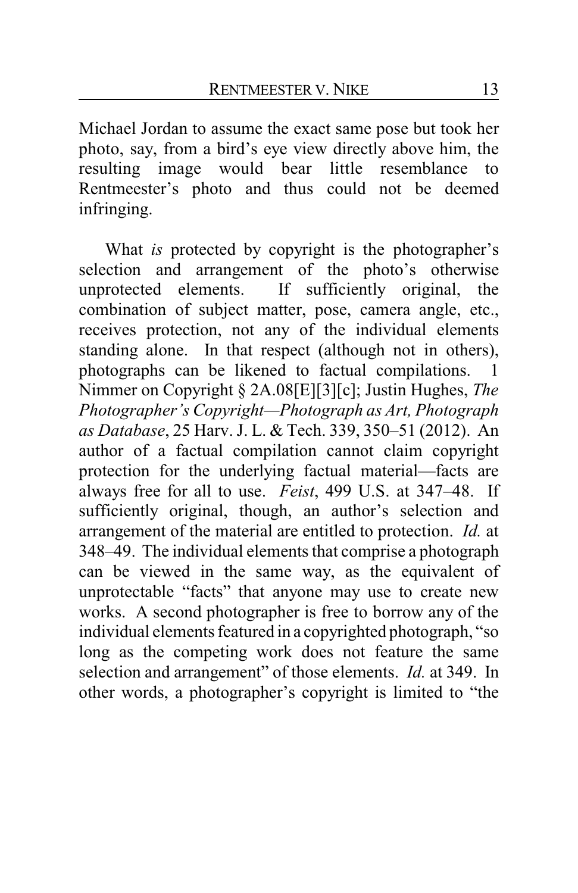Michael Jordan to assume the exact same pose but took her photo, say, from a bird's eye view directly above him, the resulting image would bear little resemblance to Rentmeester's photo and thus could not be deemed infringing.

What *is* protected by copyright is the photographer's selection and arrangement of the photo's otherwise unprotected elements. If sufficiently original, the combination of subject matter, pose, camera angle, etc., receives protection, not any of the individual elements standing alone. In that respect (although not in others), photographs can be likened to factual compilations. 1 Nimmer on Copyright § 2A.08[E][3][c]; Justin Hughes, *The Photographer's Copyright—Photograph as Art, Photograph as Database*, 25 Harv. J. L. & Tech. 339, 350–51 (2012). An author of a factual compilation cannot claim copyright protection for the underlying factual material—facts are always free for all to use. *Feist*, 499 U.S. at 347–48. If sufficiently original, though, an author's selection and arrangement of the material are entitled to protection. *Id.* at 348–49. The individual elements that comprise a photograph can be viewed in the same way, as the equivalent of unprotectable "facts" that anyone may use to create new works. A second photographer is free to borrow any of the individual elements featured in a copyrighted photograph, "so long as the competing work does not feature the same selection and arrangement" of those elements. *Id.* at 349. In other words, a photographer's copyright is limited to "the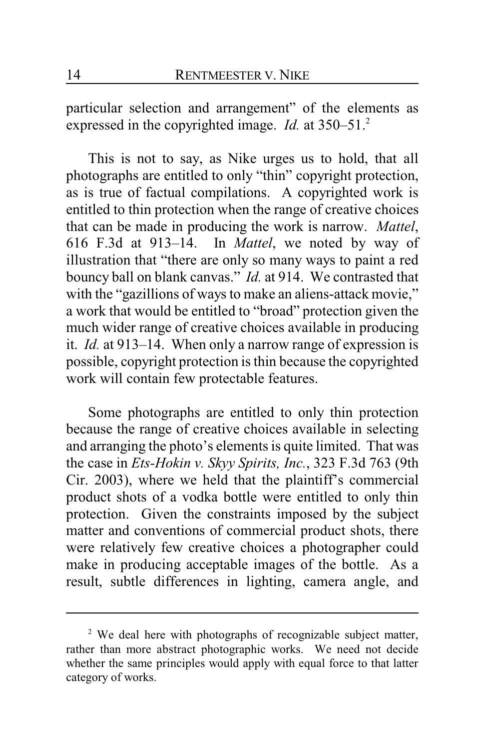particular selection and arrangement" of the elements as expressed in the copyrighted image. *Id.* at 350–51.[2]

This is not to say, as Nike urges us to hold, that all photographs are entitled to only "thin" copyright protection, as is true of factual compilations. A copyrighted work is entitled to thin protection when the range of creative choices that can be made in producing the work is narrow. *Mattel*, 616 F.3d at 913–14. In *Mattel*, we noted by way of illustration that "there are only so many ways to paint a red bouncy ball on blank canvas." *Id.* at 914. We contrasted that with the "gazillions of ways to make an aliens-attack movie," a work that would be entitled to "broad" protection given the much wider range of creative choices available in producing it. *Id.* at 913–14. When only a narrow range of expression is possible, copyright protection is thin because the copyrighted work will contain few protectable features.

Some photographs are entitled to only thin protection because the range of creative choices available in selecting and arranging the photo's elements is quite limited. That was the case in *Ets-Hokin v. Skyy Spirits, Inc.*, 323 F.3d 763 (9th Cir. 2003), where we held that the plaintiff's commercial product shots of a vodka bottle were entitled to only thin protection. Given the constraints imposed by the subject matter and conventions of commercial product shots, there were relatively few creative choices a photographer could make in producing acceptable images of the bottle. As a result, subtle differences in lighting, camera angle, and

---

[2] We deal here with photographs of recognizable subject matter, rather than more abstract photographic works. We need not decide whether the same principles would apply with equal force to that latter category of works.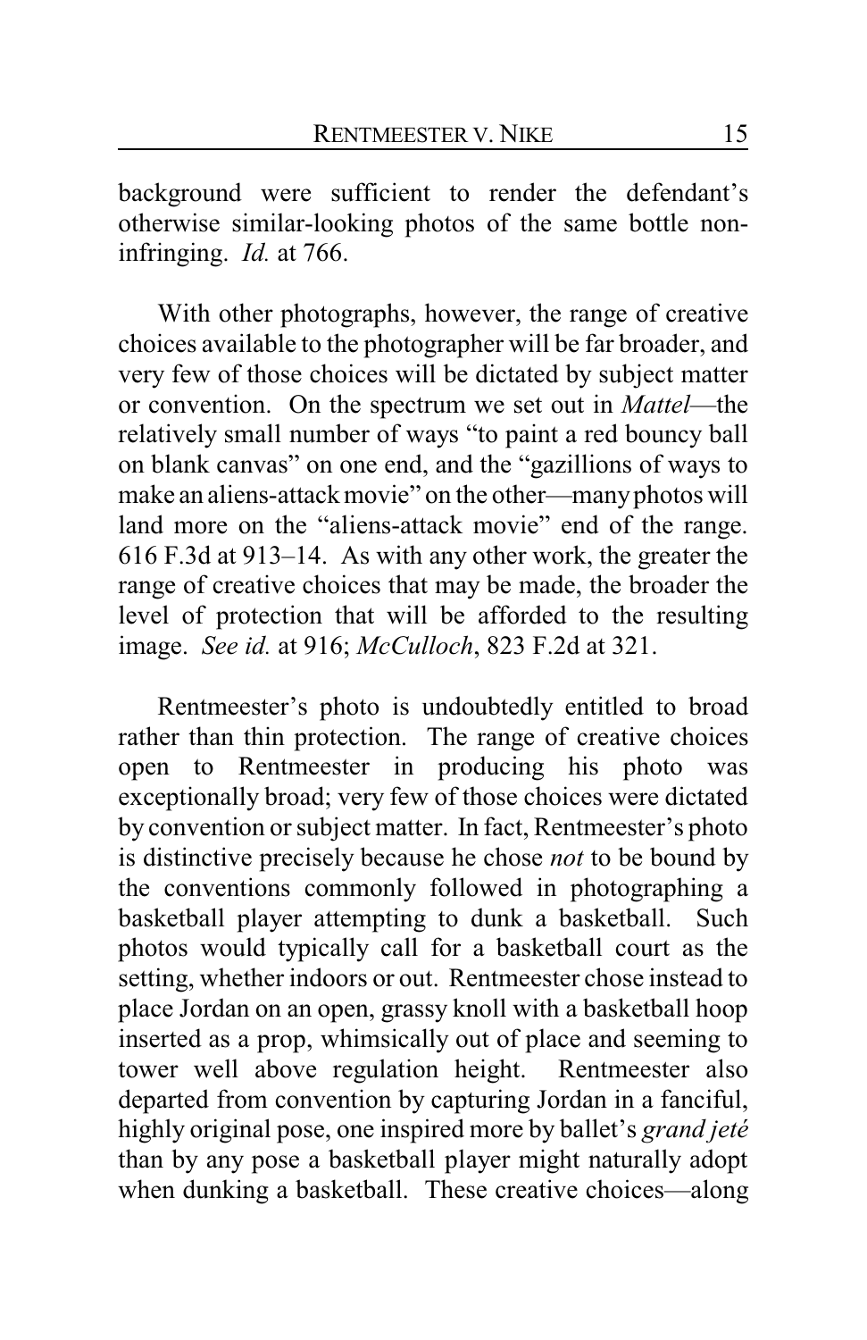background were sufficient to render the defendant's otherwise similar-looking photos of the same bottle non-infringing. *Id.* at 766.

With other photographs, however, the range of creative choices available to the photographer will be far broader, and very few of those choices will be dictated by subject matter or convention. On the spectrum we set out in *Mattel*—the relatively small number of ways "to paint a red bouncy ball on blank canvas" on one end, and the "gazillions of ways to make an aliens-attack movie" on the other—many photos will land more on the "aliens-attack movie" end of the range. 616 F.3d at 913–14. As with any other work, the greater the range of creative choices that may be made, the broader the level of protection that will be afforded to the resulting image. *See id.* at 916; *McCulloch*, 823 F.2d at 321.

Rentmeester's photo is undoubtedly entitled to broad rather than thin protection. The range of creative choices open to Rentmeester in producing his photo was exceptionally broad; very few of those choices were dictated by convention or subject matter. In fact, Rentmeester's photo is distinctive precisely because he chose *not* to be bound by the conventions commonly followed in photographing a basketball player attempting to dunk a basketball. Such photos would typically call for a basketball court as the setting, whether indoors or out. Rentmeester chose instead to place Jordan on an open, grassy knoll with a basketball hoop inserted as a prop, whimsically out of place and seeming to tower well above regulation height. Rentmeester also departed from convention by capturing Jordan in a fanciful, highly original pose, one inspired more by ballet's *grand jeté* than by any pose a basketball player might naturally adopt when dunking a basketball. These creative choices—along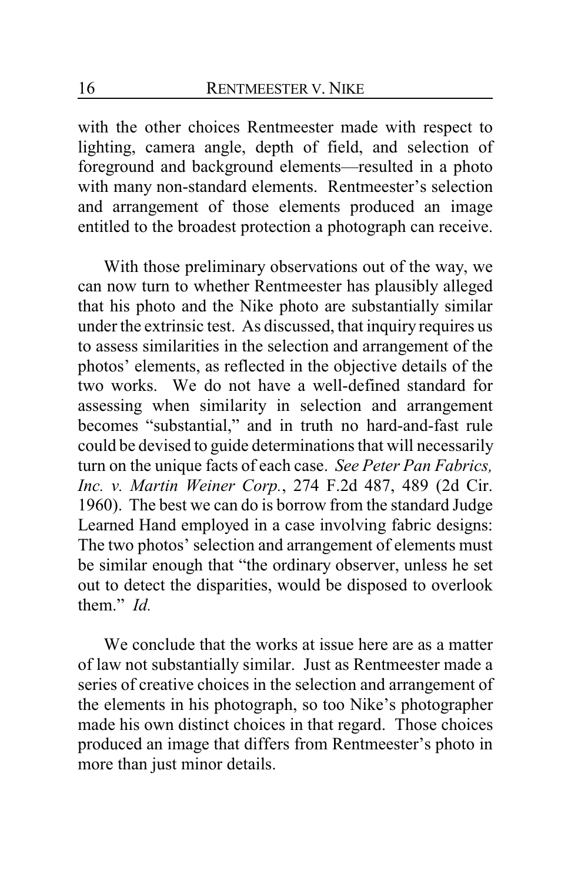with the other choices Rentmeester made with respect to lighting, camera angle, depth of field, and selection of foreground and background elements—resulted in a photo with many non-standard elements. Rentmeester's selection and arrangement of those elements produced an image entitled to the broadest protection a photograph can receive.

With those preliminary observations out of the way, we can now turn to whether Rentmeester has plausibly alleged that his photo and the Nike photo are substantially similar under the extrinsic test. As discussed, that inquiry requires us to assess similarities in the selection and arrangement of the photos' elements, as reflected in the objective details of the two works. We do not have a well-defined standard for assessing when similarity in selection and arrangement becomes "substantial," and in truth no hard-and-fast rule could be devised to guide determinations that will necessarily turn on the unique facts of each case. *See Peter Pan Fabrics, Inc. v. Martin Weiner Corp.*, 274 F.2d 487, 489 (2d Cir. 1960). The best we can do is borrow from the standard Judge Learned Hand employed in a case involving fabric designs: The two photos' selection and arrangement of elements must be similar enough that "the ordinary observer, unless he set out to detect the disparities, would be disposed to overlook them." *Id.*

We conclude that the works at issue here are as a matter of law not substantially similar. Just as Rentmeester made a series of creative choices in the selection and arrangement of the elements in his photograph, so too Nike's photographer made his own distinct choices in that regard. Those choices produced an image that differs from Rentmeester's photo in more than just minor details.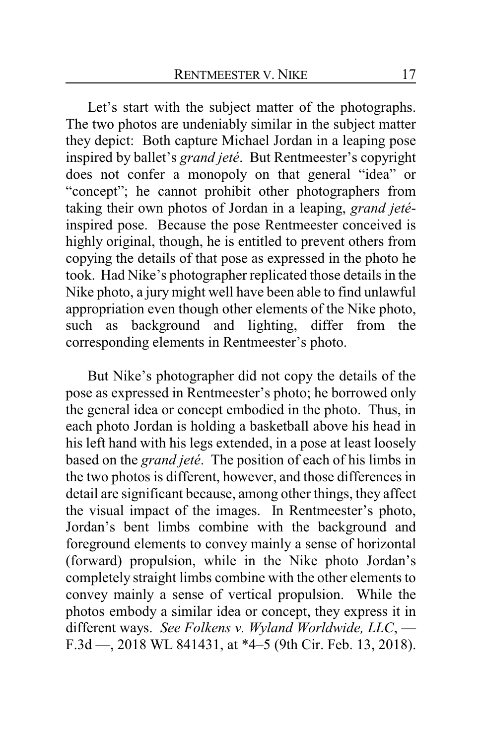Let's start with the subject matter of the photographs. The two photos are undeniably similar in the subject matter they depict: Both capture Michael Jordan in a leaping pose inspired by ballet's *grand jeté*. But Rentmeester's copyright does not confer a monopoly on that general "idea" or "concept"; he cannot prohibit other photographers from taking their own photos of Jordan in a leaping, *grand jeté*-inspired pose. Because the pose Rentmeester conceived is highly original, though, he is entitled to prevent others from copying the details of that pose as expressed in the photo he took. Had Nike's photographer replicated those details in the Nike photo, a jury might well have been able to find unlawful appropriation even though other elements of the Nike photo, such as background and lighting, differ from the corresponding elements in Rentmeester's photo.

But Nike's photographer did not copy the details of the pose as expressed in Rentmeester's photo; he borrowed only the general idea or concept embodied in the photo. Thus, in each photo Jordan is holding a basketball above his head in his left hand with his legs extended, in a pose at least loosely based on the *grand jeté*. The position of each of his limbs in the two photos is different, however, and those differences in detail are significant because, among other things, they affect the visual impact of the images. In Rentmeester's photo, Jordan's bent limbs combine with the background and foreground elements to convey mainly a sense of horizontal (forward) propulsion, while in the Nike photo Jordan's completely straight limbs combine with the other elements to convey mainly a sense of vertical propulsion. While the photos embody a similar idea or concept, they express it in different ways. *See Folkens v. Wyland Worldwide, LLC*, — F.3d —, 2018 WL 841431, at *4–5 (9th Cir. Feb. 13, 2018).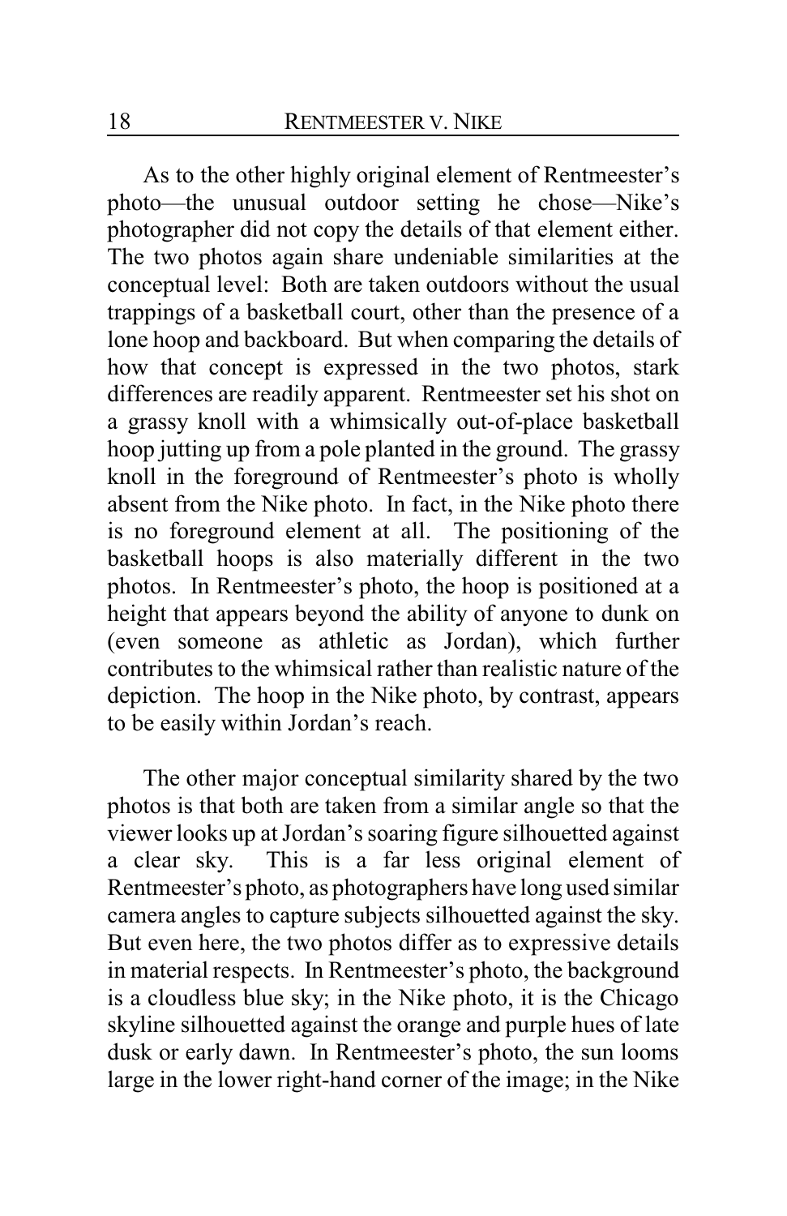As to the other highly original element of Rentmeester's photo—the unusual outdoor setting he chose—Nike's photographer did not copy the details of that element either. The two photos again share undeniable similarities at the conceptual level: Both are taken outdoors without the usual trappings of a basketball court, other than the presence of a lone hoop and backboard. But when comparing the details of how that concept is expressed in the two photos, stark differences are readily apparent. Rentmeester set his shot on a grassy knoll with a whimsically out-of-place basketball hoop jutting up from a pole planted in the ground. The grassy knoll in the foreground of Rentmeester's photo is wholly absent from the Nike photo. In fact, in the Nike photo there is no foreground element at all. The positioning of the basketball hoops is also materially different in the two photos. In Rentmeester's photo, the hoop is positioned at a height that appears beyond the ability of anyone to dunk on (even someone as athletic as Jordan), which further contributes to the whimsical rather than realistic nature of the depiction. The hoop in the Nike photo, by contrast, appears to be easily within Jordan's reach.

The other major conceptual similarity shared by the two photos is that both are taken from a similar angle so that the viewer looks up at Jordan's soaring figure silhouetted against a clear sky. This is a far less original element of Rentmeester's photo, as photographers have long used similar camera angles to capture subjects silhouetted against the sky. But even here, the two photos differ as to expressive details in material respects. In Rentmeester's photo, the background is a cloudless blue sky; in the Nike photo, it is the Chicago skyline silhouetted against the orange and purple hues of late dusk or early dawn. In Rentmeester's photo, the sun looms large in the lower right-hand corner of the image; in the Nike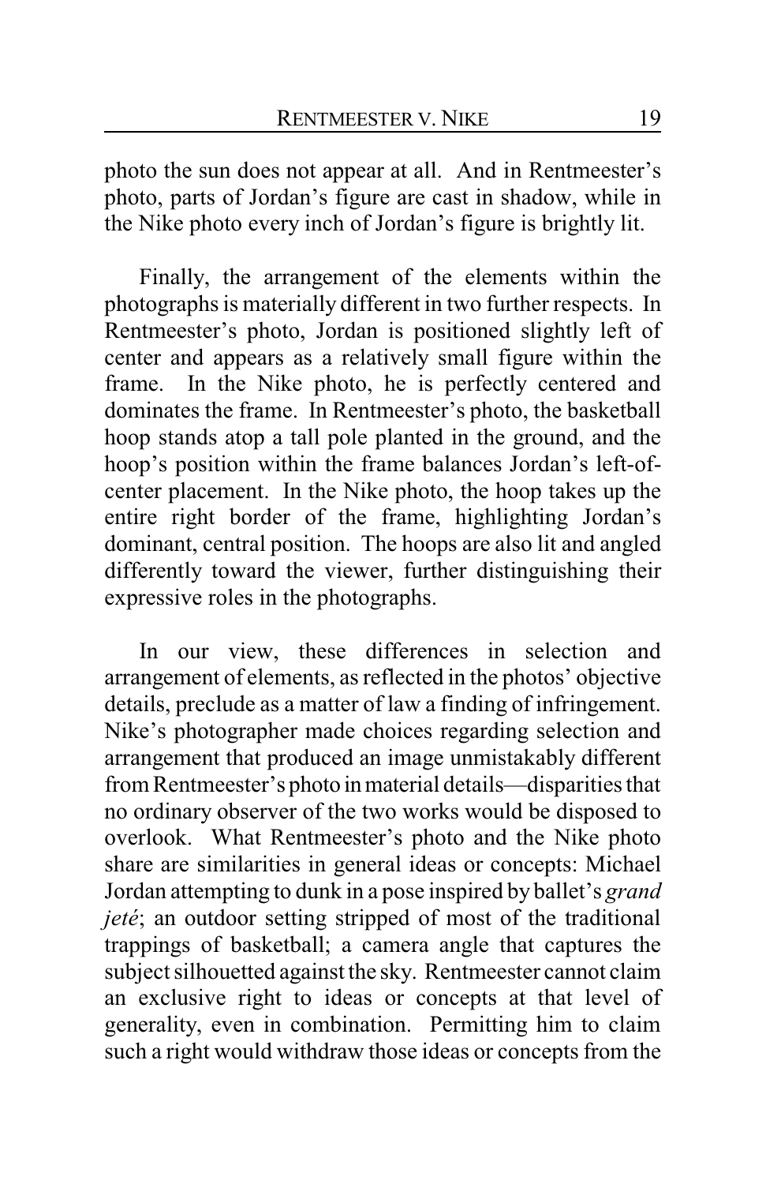photo the sun does not appear at all. And in Rentmeester's photo, parts of Jordan's figure are cast in shadow, while in the Nike photo every inch of Jordan's figure is brightly lit.

Finally, the arrangement of the elements within the photographs is materially different in two further respects. In Rentmeester's photo, Jordan is positioned slightly left of center and appears as a relatively small figure within the frame. In the Nike photo, he is perfectly centered and dominates the frame. In Rentmeester's photo, the basketball hoop stands atop a tall pole planted in the ground, and the hoop's position within the frame balances Jordan's left-of-center placement. In the Nike photo, the hoop takes up the entire right border of the frame, highlighting Jordan's dominant, central position. The hoops are also lit and angled differently toward the viewer, further distinguishing their expressive roles in the photographs.

In our view, these differences in selection and arrangement of elements, as reflected in the photos' objective details, preclude as a matter of law a finding of infringement. Nike's photographer made choices regarding selection and arrangement that produced an image unmistakably different from Rentmeester's photo in material details—disparities that no ordinary observer of the two works would be disposed to overlook. What Rentmeester's photo and the Nike photo share are similarities in general ideas or concepts: Michael Jordan attempting to dunk in a pose inspired by ballet's *grand jeté*; an outdoor setting stripped of most of the traditional trappings of basketball; a camera angle that captures the subject silhouetted against the sky. Rentmeester cannot claim an exclusive right to ideas or concepts at that level of generality, even in combination. Permitting him to claim such a right would withdraw those ideas or concepts from the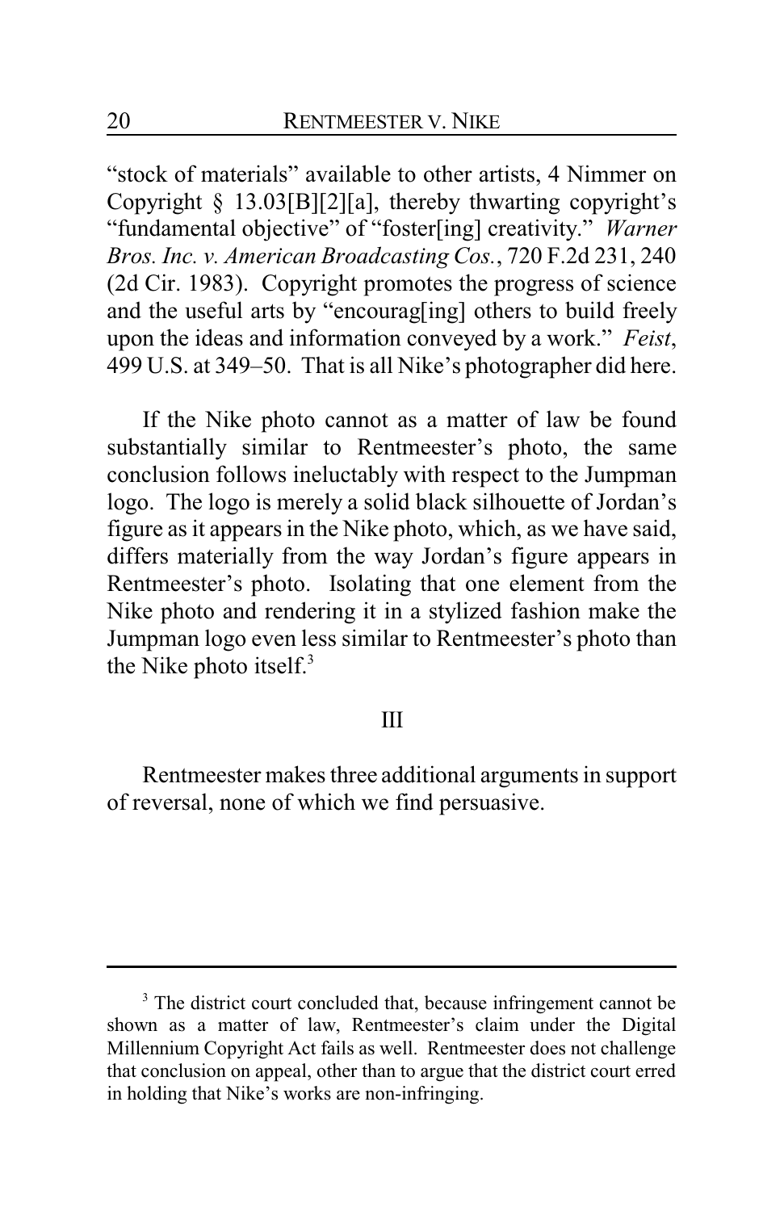"stock of materials" available to other artists, 4 Nimmer on Copyright § 13.03[B][2][a], thereby thwarting copyright's "fundamental objective" of "foster[ing] creativity." *Warner Bros. Inc. v. American Broadcasting Cos.*, 720 F.2d 231, 240 (2d Cir. 1983). Copyright promotes the progress of science and the useful arts by "encourag[ing] others to build freely upon the ideas and information conveyed by a work." *Feist*, 499 U.S. at 349–50. That is all Nike's photographer did here.

If the Nike photo cannot as a matter of law be found substantially similar to Rentmeester's photo, the same conclusion follows ineluctably with respect to the Jumpman logo. The logo is merely a solid black silhouette of Jordan's figure as it appears in the Nike photo, which, as we have said, differs materially from the way Jordan's figure appears in Rentmeester's photo. Isolating that one element from the Nike photo and rendering it in a stylized fashion make the Jumpman logo even less similar to Rentmeester's photo than the Nike photo itself.[3]

## III

Rentmeester makes three additional arguments in support of reversal, none of which we find persuasive.

---

[3] The district court concluded that, because infringement cannot be shown as a matter of law, Rentmeester's claim under the Digital Millennium Copyright Act fails as well. Rentmeester does not challenge that conclusion on appeal, other than to argue that the district court erred in holding that Nike's works are non-infringing.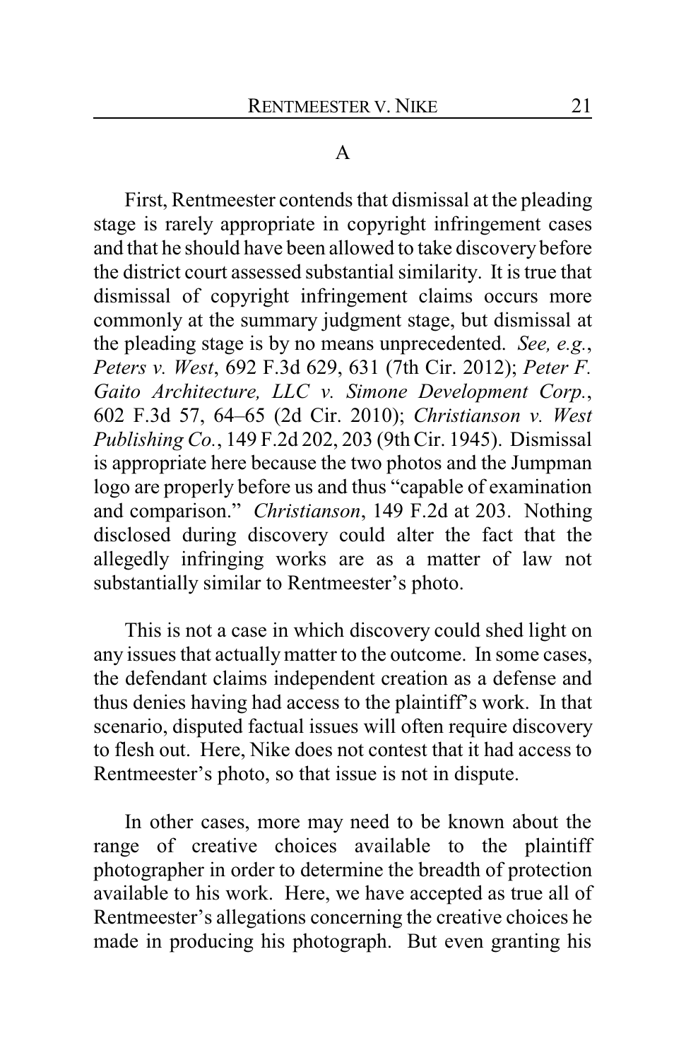### A

First, Rentmeester contends that dismissal at the pleading stage is rarely appropriate in copyright infringement cases and that he should have been allowed to take discovery before the district court assessed substantial similarity. It is true that dismissal of copyright infringement claims occurs more commonly at the summary judgment stage, but dismissal at the pleading stage is by no means unprecedented. *See, e.g.*, *Peters v. West*, 692 F.3d 629, 631 (7th Cir. 2012); *Peter F. Gaito Architecture, LLC v. Simone Development Corp.*, 602 F.3d 57, 64–65 (2d Cir. 2010); *Christianson v. West Publishing Co.*, 149 F.2d 202, 203 (9th Cir. 1945). Dismissal is appropriate here because the two photos and the Jumpman logo are properly before us and thus "capable of examination and comparison." *Christianson*, 149 F.2d at 203. Nothing disclosed during discovery could alter the fact that the allegedly infringing works are as a matter of law not substantially similar to Rentmeester's photo.

This is not a case in which discovery could shed light on any issues that actually matter to the outcome. In some cases, the defendant claims independent creation as a defense and thus denies having had access to the plaintiff's work. In that scenario, disputed factual issues will often require discovery to flesh out. Here, Nike does not contest that it had access to Rentmeester's photo, so that issue is not in dispute.

In other cases, more may need to be known about the range of creative choices available to the plaintiff photographer in order to determine the breadth of protection available to his work. Here, we have accepted as true all of Rentmeester's allegations concerning the creative choices he made in producing his photograph. But even granting his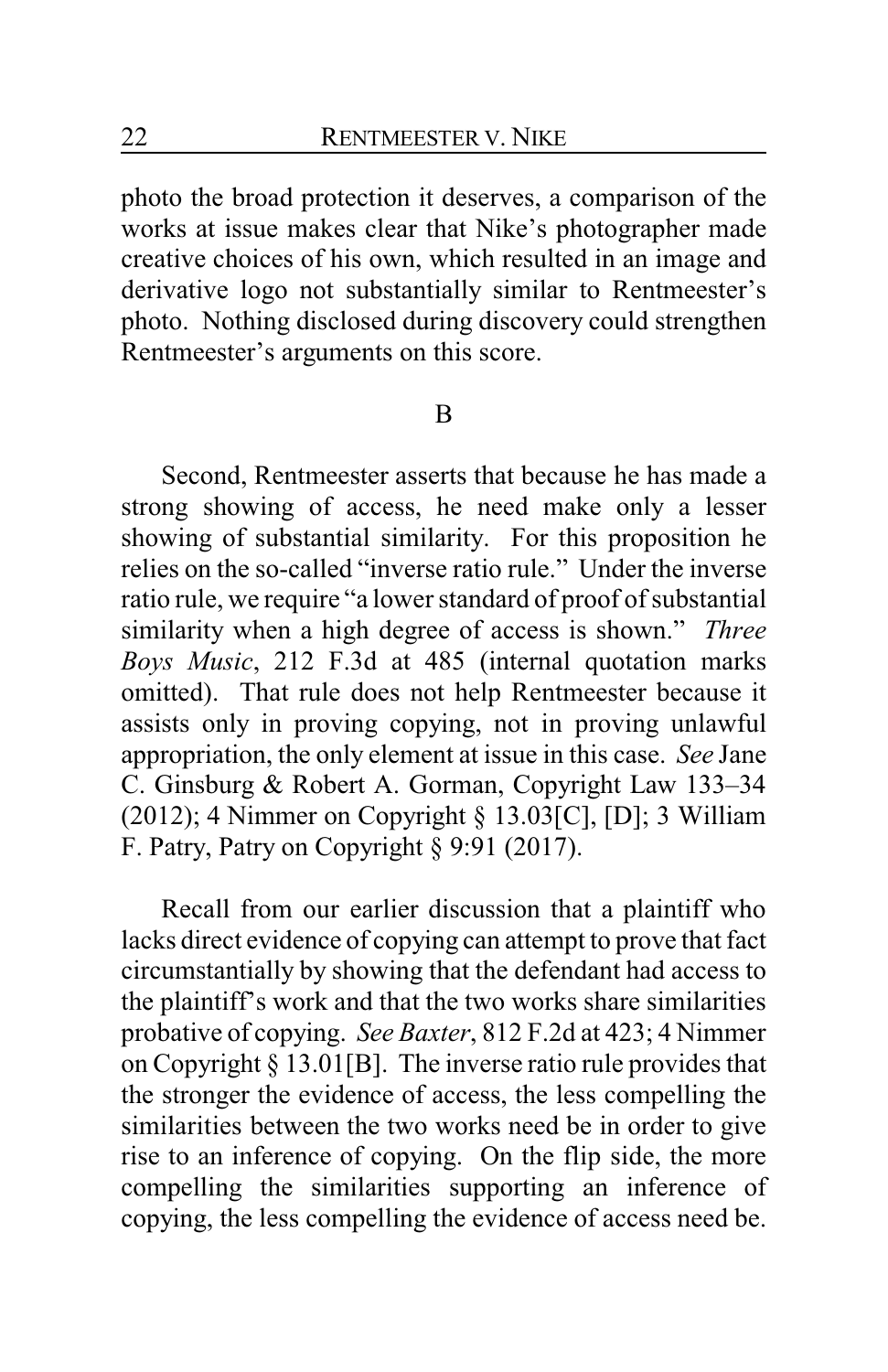photo the broad protection it deserves, a comparison of the works at issue makes clear that Nike's photographer made creative choices of his own, which resulted in an image and derivative logo not substantially similar to Rentmeester's photo. Nothing disclosed during discovery could strengthen Rentmeester's arguments on this score.

## B

Second, Rentmeester asserts that because he has made a strong showing of access, he need make only a lesser showing of substantial similarity. For this proposition he relies on the so-called "inverse ratio rule." Under the inverse ratio rule, we require "a lower standard of proof of substantial similarity when a high degree of access is shown." *Three Boys Music*, 212 F.3d at 485 (internal quotation marks omitted). That rule does not help Rentmeester because it assists only in proving copying, not in proving unlawful appropriation, the only element at issue in this case. *See* Jane C. Ginsburg & Robert A. Gorman, Copyright Law 133–34 (2012); 4 Nimmer on Copyright § 13.03[C], [D]; 3 William F. Patry, Patry on Copyright § 9:91 (2017).

Recall from our earlier discussion that a plaintiff who lacks direct evidence of copying can attempt to prove that fact circumstantially by showing that the defendant had access to the plaintiff's work and that the two works share similarities probative of copying. *See Baxter*, 812 F.2d at 423; 4 Nimmer on Copyright § 13.01[B]. The inverse ratio rule provides that the stronger the evidence of access, the less compelling the similarities between the two works need be in order to give rise to an inference of copying. On the flip side, the more compelling the similarities supporting an inference of copying, the less compelling the evidence of access need be.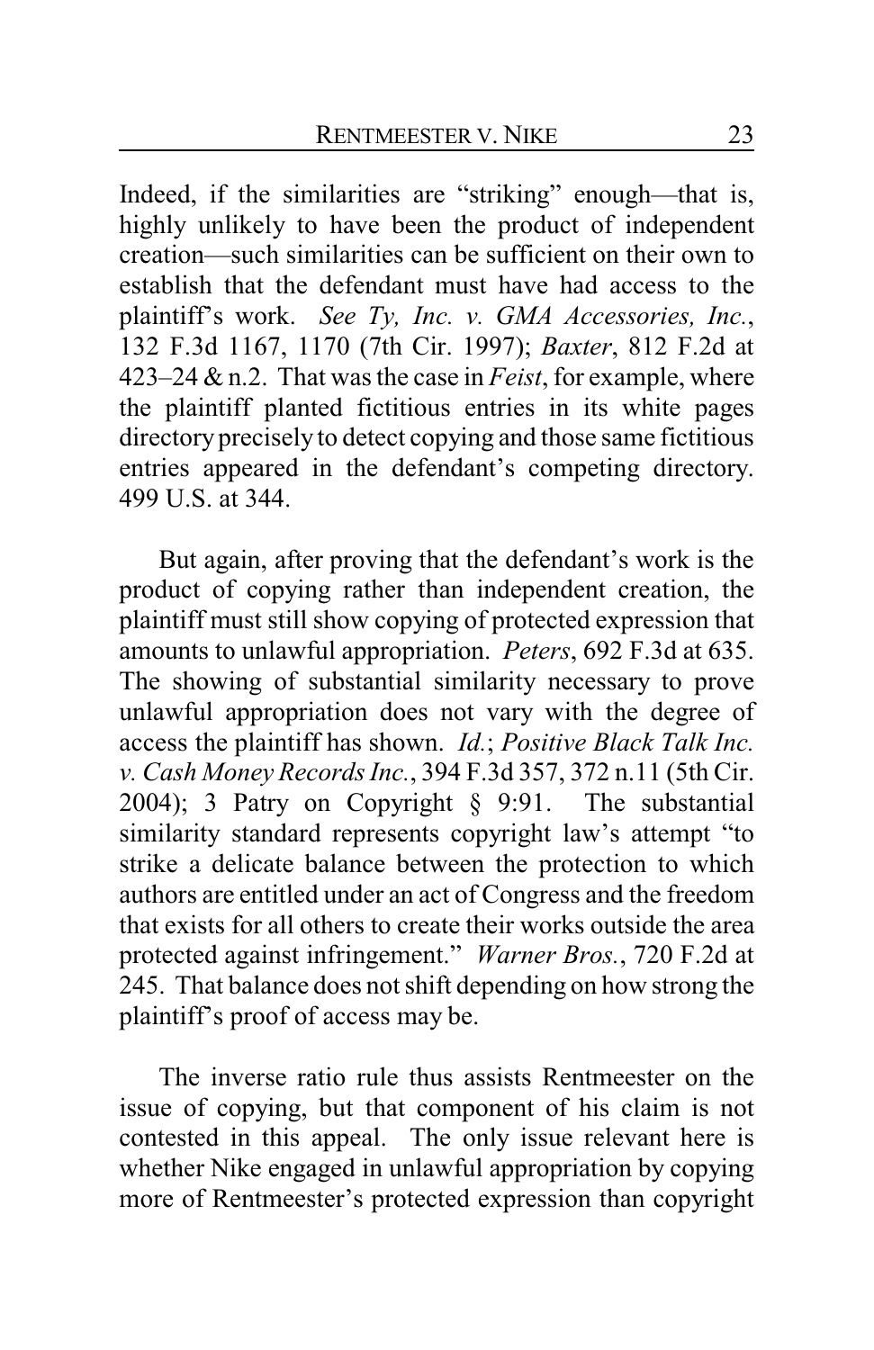Indeed, if the similarities are "striking" enough—that is, highly unlikely to have been the product of independent creation—such similarities can be sufficient on their own to establish that the defendant must have had access to the plaintiff's work. *See Ty, Inc. v. GMA Accessories, Inc.*, 132 F.3d 1167, 1170 (7th Cir. 1997); *Baxter*, 812 F.2d at 423–24 & n.2. That was the case in *Feist*, for example, where the plaintiff planted fictitious entries in its white pages directory precisely to detect copying and those same fictitious entries appeared in the defendant's competing directory. 499 U.S. at 344.

But again, after proving that the defendant's work is the product of copying rather than independent creation, the plaintiff must still show copying of protected expression that amounts to unlawful appropriation. *Peters*, 692 F.3d at 635. The showing of substantial similarity necessary to prove unlawful appropriation does not vary with the degree of access the plaintiff has shown. *Id.*; *Positive Black Talk Inc. v. Cash Money Records Inc.*, 394 F.3d 357, 372 n.11 (5th Cir. 2004); 3 Patry on Copyright § 9:91. The substantial similarity standard represents copyright law's attempt "to strike a delicate balance between the protection to which authors are entitled under an act of Congress and the freedom that exists for all others to create their works outside the area protected against infringement." *Warner Bros.*, 720 F.2d at 245. That balance does not shift depending on how strong the plaintiff's proof of access may be.

The inverse ratio rule thus assists Rentmeester on the issue of copying, but that component of his claim is not contested in this appeal. The only issue relevant here is whether Nike engaged in unlawful appropriation by copying more of Rentmeester's protected expression than copyright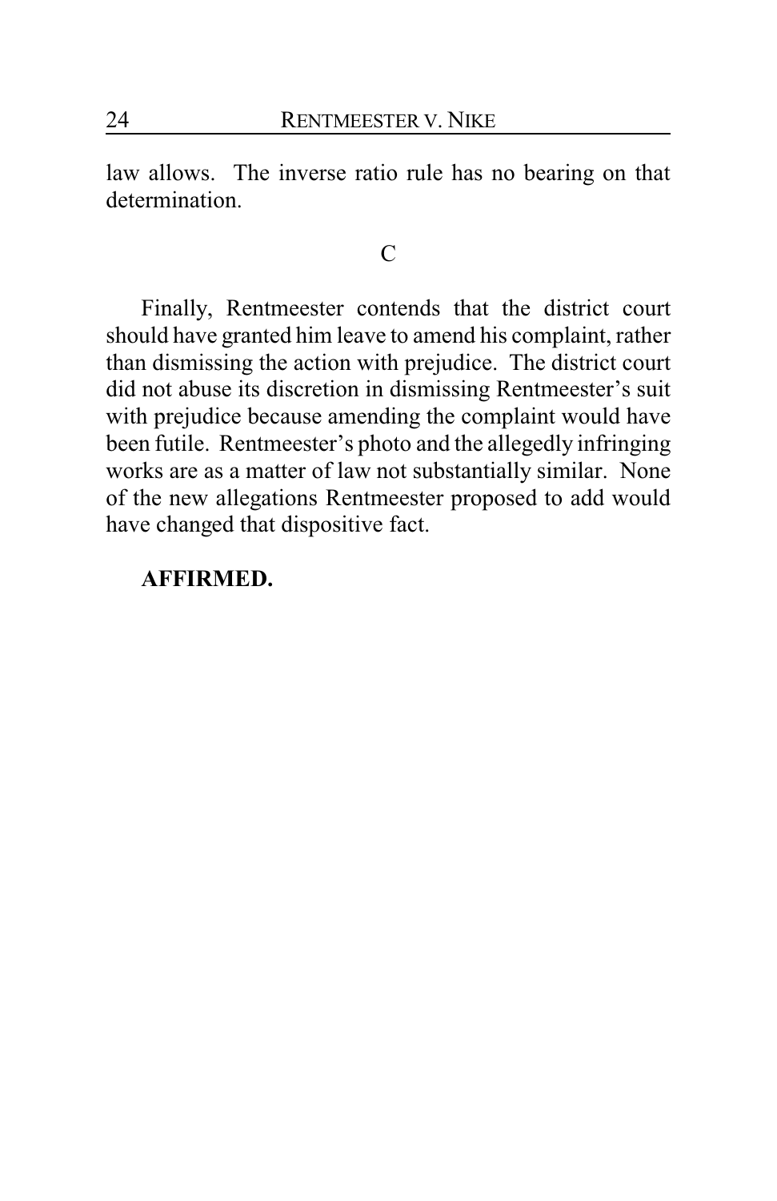law allows. The inverse ratio rule has no bearing on that determination.

### C

Finally, Rentmeester contends that the district court should have granted him leave to amend his complaint, rather than dismissing the action with prejudice. The district court did not abuse its discretion in dismissing Rentmeester's suit with prejudice because amending the complaint would have been futile. Rentmeester's photo and the allegedly infringing works are as a matter of law not substantially similar. None of the new allegations Rentmeester proposed to add would have changed that dispositive fact.

**AFFIRMED.**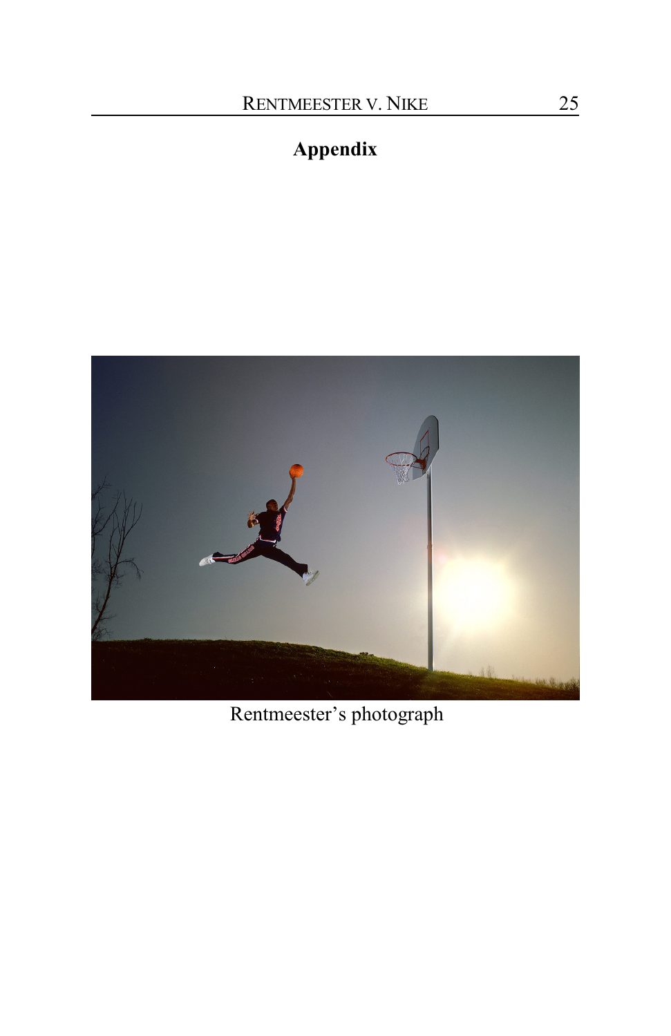## Appendix

Rentmeester's photograph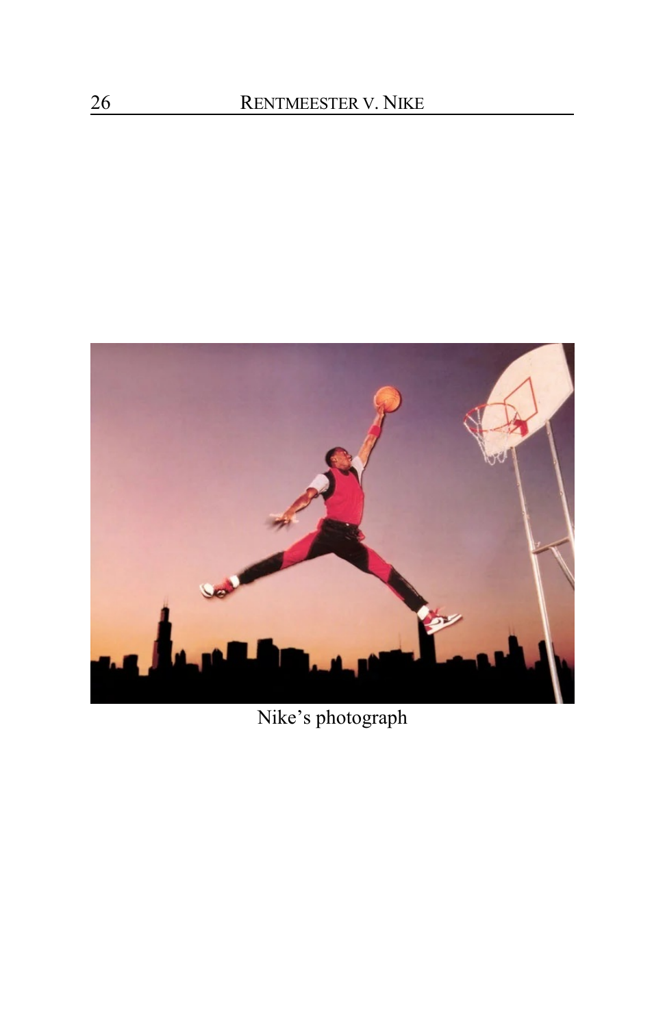Nike's photograph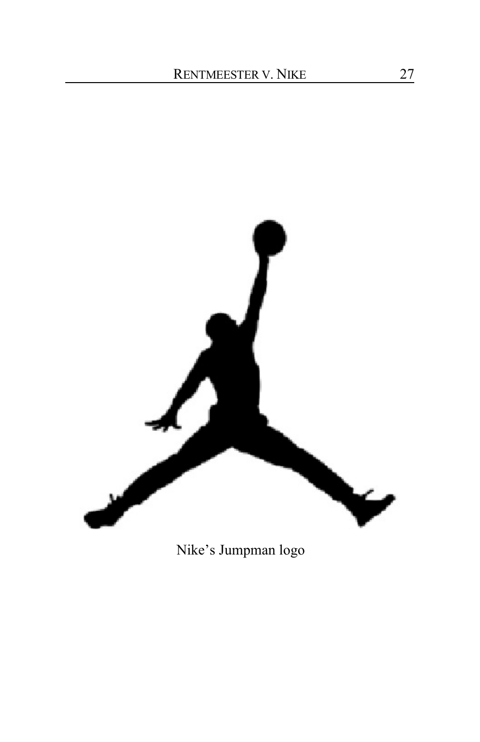Nike's Jumpman logo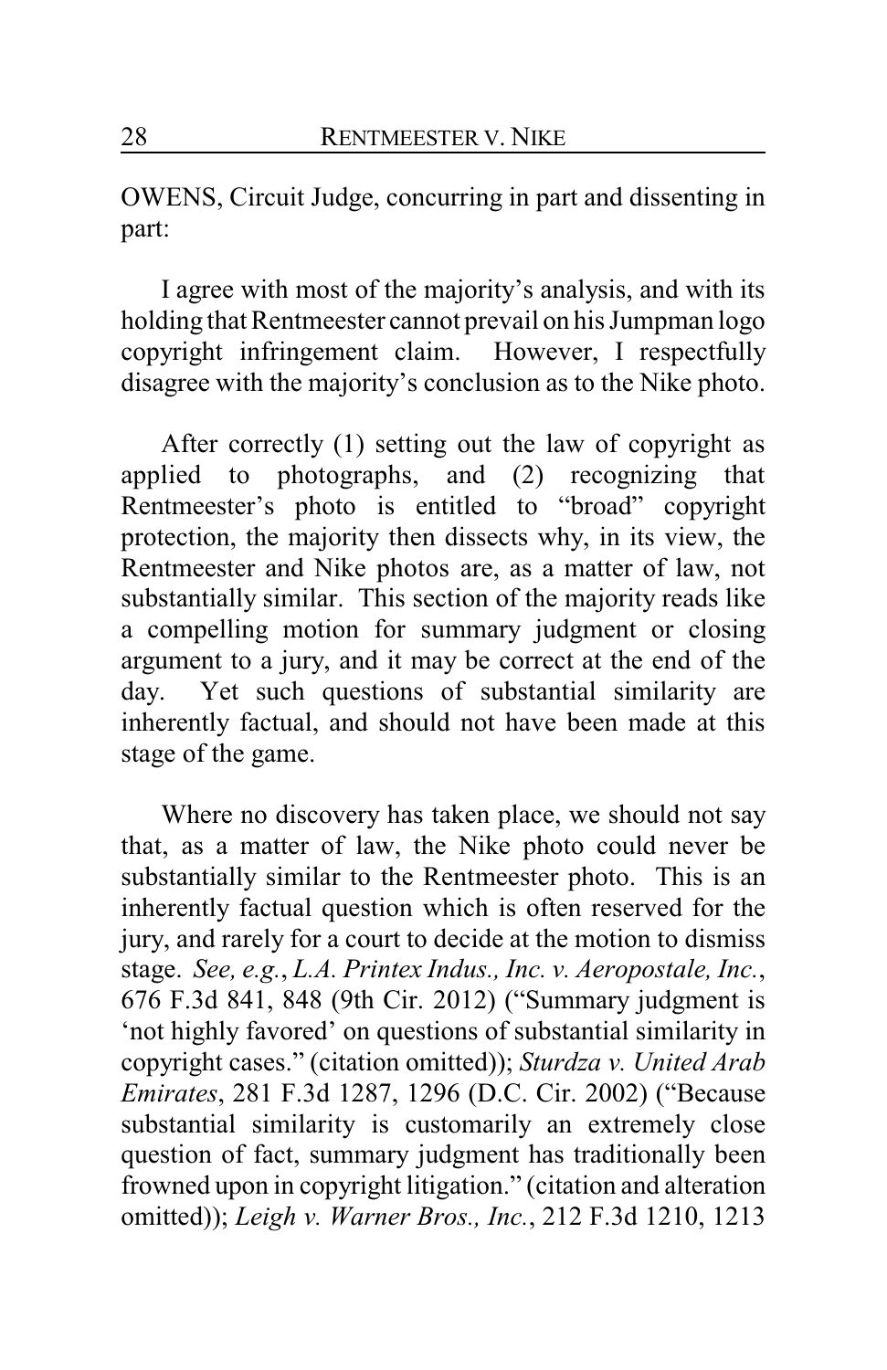OWENS, Circuit Judge, concurring in part and dissenting in part:

I agree with most of the majority's analysis, and with its holding that Rentmeester cannot prevail on his Jumpman logo copyright infringement claim. However, I respectfully disagree with the majority's conclusion as to the Nike photo.

After correctly (1) setting out the law of copyright as applied to photographs, and (2) recognizing that Rentmeester's photo is entitled to "broad" copyright protection, the majority then dissects why, in its view, the Rentmeester and Nike photos are, as a matter of law, not substantially similar. This section of the majority reads like a compelling motion for summary judgment or closing argument to a jury, and it may be correct at the end of the day. Yet such questions of substantial similarity are inherently factual, and should not have been made at this stage of the game.

Where no discovery has taken place, we should not say that, as a matter of law, the Nike photo could never be substantially similar to the Rentmeester photo. This is an inherently factual question which is often reserved for the jury, and rarely for a court to decide at the motion to dismiss stage. *See, e.g.*, *L.A. Printex Indus., Inc. v. Aeropostale, Inc.*, 676 F.3d 841, 848 (9th Cir. 2012) ("Summary judgment is 'not highly favored' on questions of substantial similarity in copyright cases." (citation omitted)); *Sturdza v. United Arab Emirates*, 281 F.3d 1287, 1296 (D.C. Cir. 2002) ("Because substantial similarity is customarily an extremely close question of fact, summary judgment has traditionally been frowned upon in copyright litigation." (citation and alteration omitted)); *Leigh v. Warner Bros., Inc.*, 212 F.3d 1210, 1213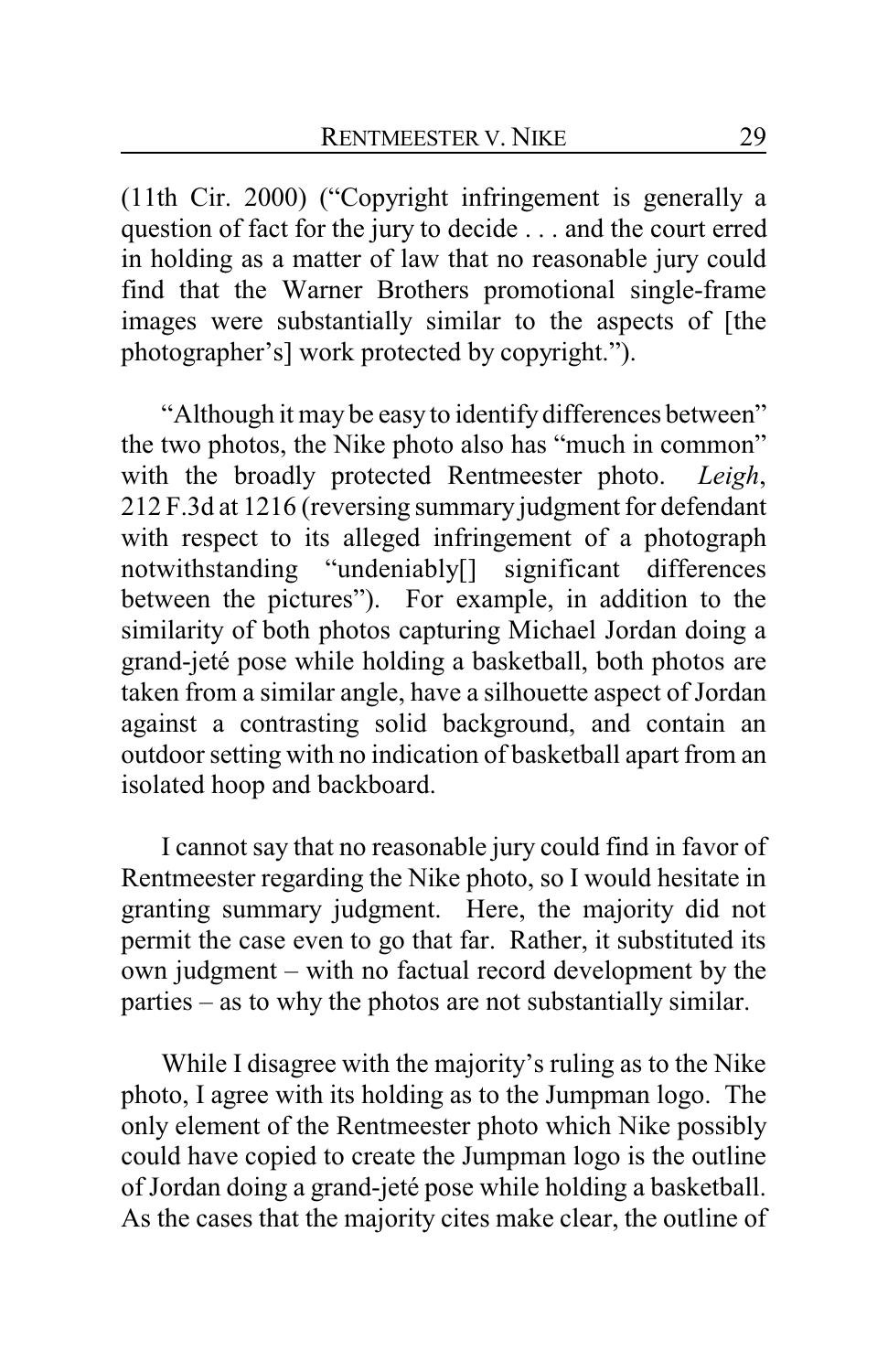(11th Cir. 2000) ("Copyright infringement is generally a question of fact for the jury to decide . . . and the court erred in holding as a matter of law that no reasonable jury could find that the Warner Brothers promotional single-frame images were substantially similar to the aspects of [the photographer's] work protected by copyright.").

"Although it may be easy to identify differences between" the two photos, the Nike photo also has "much in common" with the broadly protected Rentmeester photo. *Leigh*, 212 F.3d at 1216 (reversing summary judgment for defendant with respect to its alleged infringement of a photograph notwithstanding "undeniably[] significant differences between the pictures"). For example, in addition to the similarity of both photos capturing Michael Jordan doing a grand-jeté pose while holding a basketball, both photos are taken from a similar angle, have a silhouette aspect of Jordan against a contrasting solid background, and contain an outdoor setting with no indication of basketball apart from an isolated hoop and backboard.

I cannot say that no reasonable jury could find in favor of Rentmeester regarding the Nike photo, so I would hesitate in granting summary judgment. Here, the majority did not permit the case even to go that far. Rather, it substituted its own judgment – with no factual record development by the parties – as to why the photos are not substantially similar.

While I disagree with the majority's ruling as to the Nike photo, I agree with its holding as to the Jumpman logo. The only element of the Rentmeester photo which Nike possibly could have copied to create the Jumpman logo is the outline of Jordan doing a grand-jeté pose while holding a basketball. As the cases that the majority cites make clear, the outline of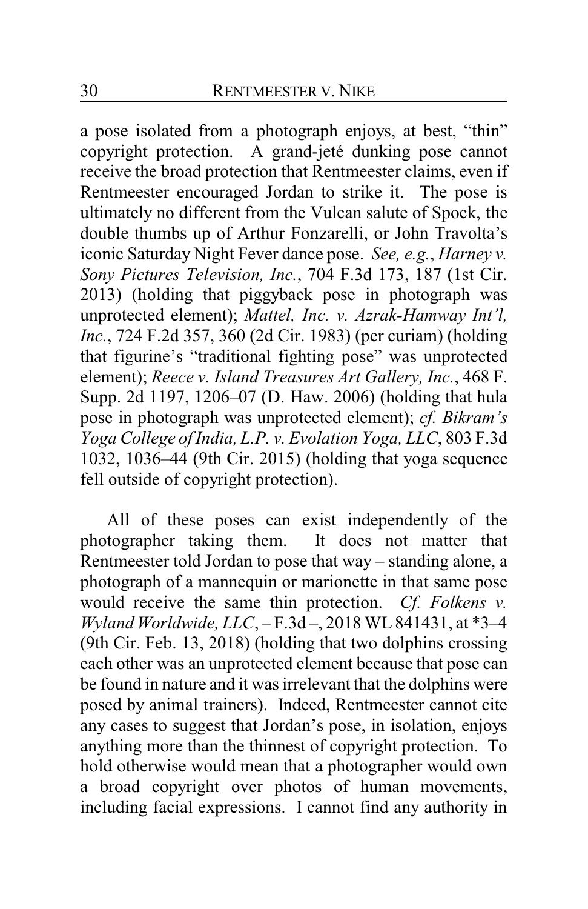a pose isolated from a photograph enjoys, at best, "thin" copyright protection. A grand-jeté dunking pose cannot receive the broad protection that Rentmeester claims, even if Rentmeester encouraged Jordan to strike it. The pose is ultimately no different from the Vulcan salute of Spock, the double thumbs up of Arthur Fonzarelli, or John Travolta's iconic Saturday Night Fever dance pose. *See, e.g.*, *Harney v. Sony Pictures Television, Inc.*, 704 F.3d 173, 187 (1st Cir. 2013) (holding that piggyback pose in photograph was unprotected element); *Mattel, Inc. v. Azrak-Hamway Int'l, Inc.*, 724 F.2d 357, 360 (2d Cir. 1983) (per curiam) (holding that figurine's "traditional fighting pose" was unprotected element); *Reece v. Island Treasures Art Gallery, Inc.*, 468 F. Supp. 2d 1197, 1206–07 (D. Haw. 2006) (holding that hula pose in photograph was unprotected element); *cf. Bikram's Yoga College of India, L.P. v. Evolation Yoga, LLC*, 803 F.3d 1032, 1036–44 (9th Cir. 2015) (holding that yoga sequence fell outside of copyright protection).

All of these poses can exist independently of the photographer taking them. It does not matter that Rentmeester told Jordan to pose that way – standing alone, a photograph of a mannequin or marionette in that same pose would receive the same thin protection. *Cf. Folkens v. Wyland Worldwide, LLC*, – F.3d –, 2018 WL 841431, at *3–4 (9th Cir. Feb. 13, 2018) (holding that two dolphins crossing each other was an unprotected element because that pose can be found in nature and it was irrelevant that the dolphins were posed by animal trainers). Indeed, Rentmeester cannot cite any cases to suggest that Jordan's pose, in isolation, enjoys anything more than the thinnest of copyright protection. To hold otherwise would mean that a photographer would own a broad copyright over photos of human movements, including facial expressions. I cannot find any authority in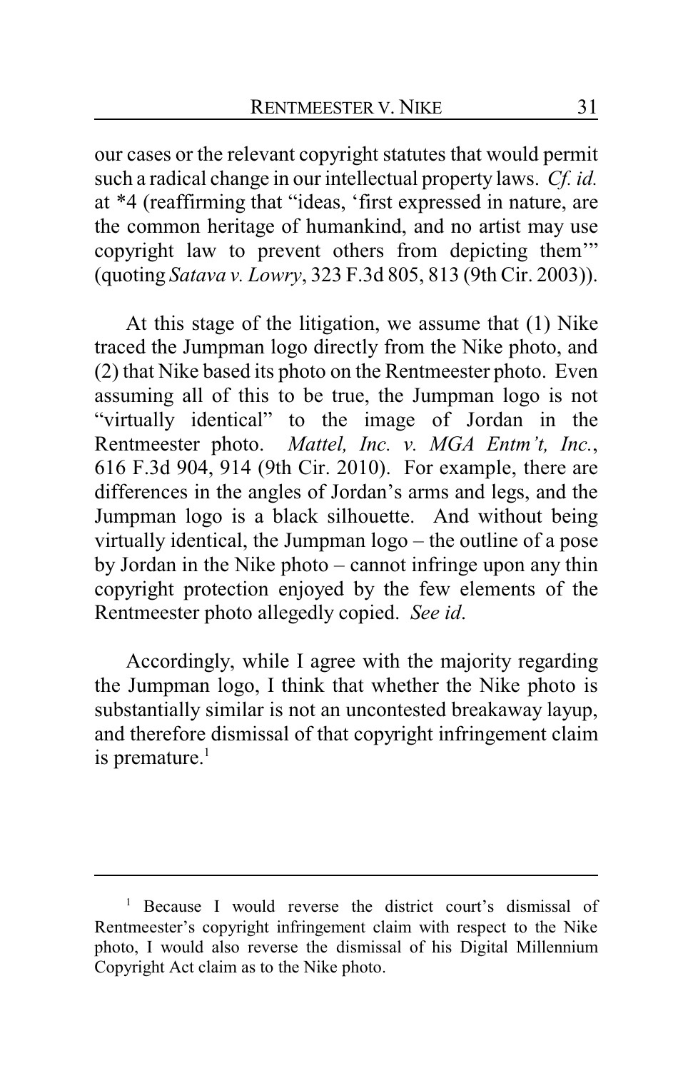our cases or the relevant copyright statutes that would permit such a radical change in our intellectual property laws. *Cf. id.* at *4 (reaffirming that "ideas, 'first expressed in nature, are the common heritage of humankind, and no artist may use copyright law to prevent others from depicting them'" (quoting *Satava v. Lowry*, 323 F.3d 805, 813 (9th Cir. 2003)).

At this stage of the litigation, we assume that (1) Nike traced the Jumpman logo directly from the Nike photo, and (2) that Nike based its photo on the Rentmeester photo. Even assuming all of this to be true, the Jumpman logo is not "virtually identical" to the image of Jordan in the Rentmeester photo. *Mattel, Inc. v. MGA Entm't, Inc.*, 616 F.3d 904, 914 (9th Cir. 2010). For example, there are differences in the angles of Jordan's arms and legs, and the Jumpman logo is a black silhouette. And without being virtually identical, the Jumpman logo – the outline of a pose by Jordan in the Nike photo – cannot infringe upon any thin copyright protection enjoyed by the few elements of the Rentmeester photo allegedly copied. *See id.*

Accordingly, while I agree with the majority regarding the Jumpman logo, I think that whether the Nike photo is substantially similar is not an uncontested breakaway layup, and therefore dismissal of that copyright infringement claim is premature.[1]

---

[1] Because I would reverse the district court's dismissal of Rentmeester's copyright infringement claim with respect to the Nike photo, I would also reverse the dismissal of his Digital Millennium Copyright Act claim as to the Nike photo.